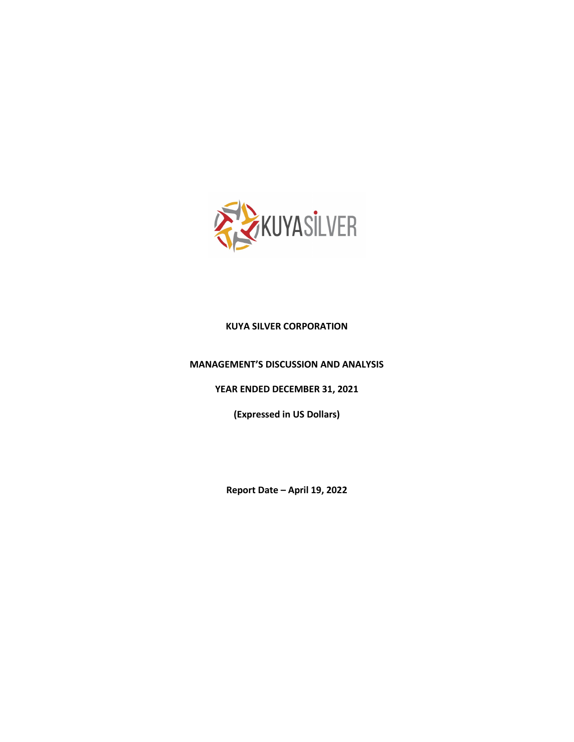**KUYA SILVER CORPORATION**

**MANAGEMENT'S DISCUSSION AND ANALYSIS**

**YEAR ENDED DECEMBER 31, 2021**

**(Expressed in US Dollars)**

**Report Date – April 19, 2022**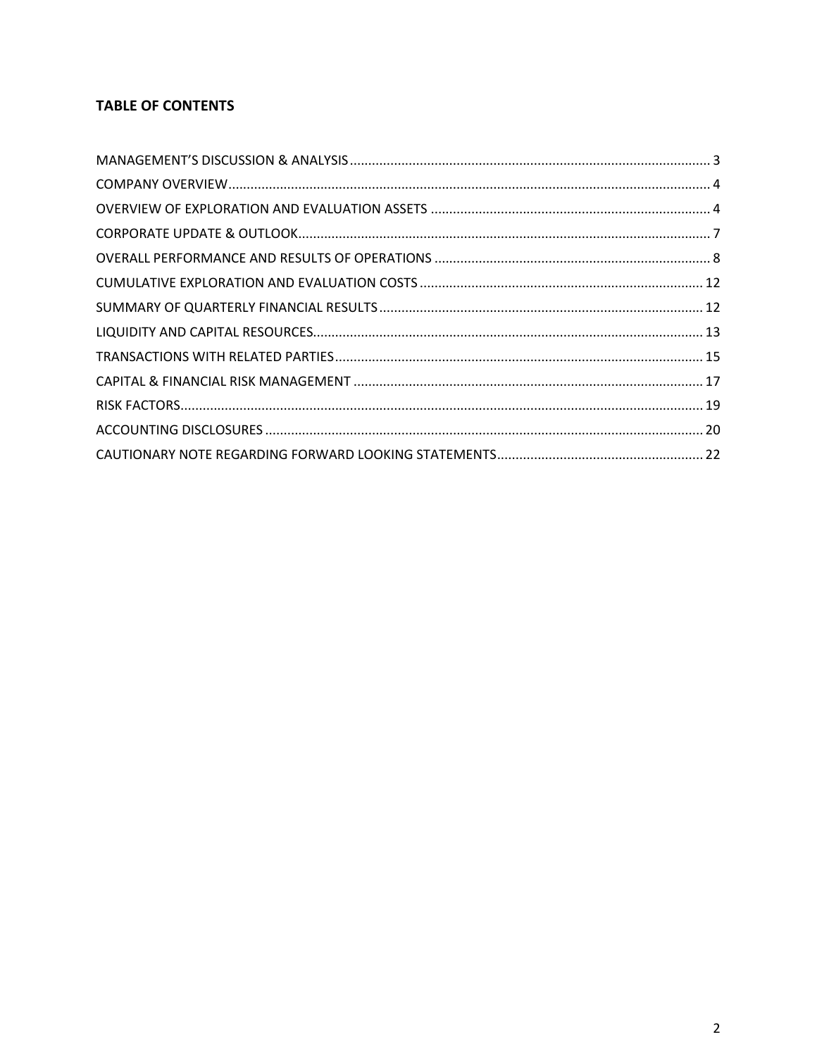**TABLE OF CONTENTS**

MANAGEMENT'S DISCUSSION & ANALYSIS ..... 3
COMPANY OVERVIEW ..... 4
OVERVIEW OF EXPLORATION AND EVALUATION ASSETS ..... 4
CORPORATE UPDATE & OUTLOOK ..... 7
OVERALL PERFORMANCE AND RESULTS OF OPERATIONS ..... 8
CUMULATIVE EXPLORATION AND EVALUATION COSTS ..... 12
SUMMARY OF QUARTERLY FINANCIAL RESULTS ..... 12
LIQUIDITY AND CAPITAL RESOURCES ..... 13
TRANSACTIONS WITH RELATED PARTIES ..... 15
CAPITAL & FINANCIAL RISK MANAGEMENT ..... 17
RISK FACTORS ..... 19
ACCOUNTING DISCLOSURES ..... 20
CAUTIONARY NOTE REGARDING FORWARD LOOKING STATEMENTS ..... 22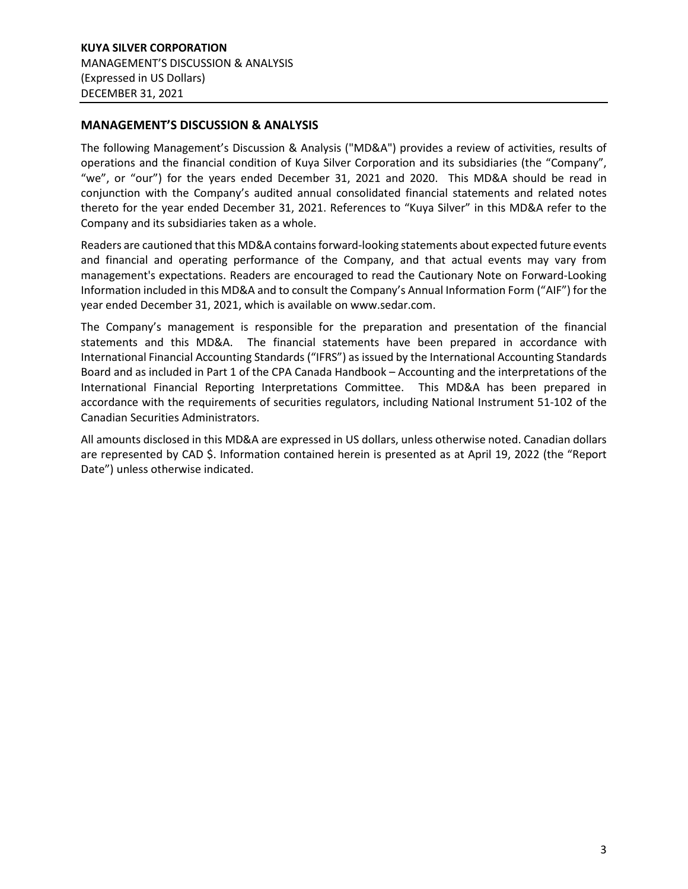## MANAGEMENT'S DISCUSSION & ANALYSIS

The following Management's Discussion & Analysis ("MD&A") provides a review of activities, results of operations and the financial condition of Kuya Silver Corporation and its subsidiaries (the "Company", "we", or "our") for the years ended December 31, 2021 and 2020. This MD&A should be read in conjunction with the Company's audited annual consolidated financial statements and related notes thereto for the year ended December 31, 2021. References to "Kuya Silver" in this MD&A refer to the Company and its subsidiaries taken as a whole.

Readers are cautioned that this MD&A contains forward-looking statements about expected future events and financial and operating performance of the Company, and that actual events may vary from management's expectations. Readers are encouraged to read the Cautionary Note on Forward-Looking Information included in this MD&A and to consult the Company's Annual Information Form ("AIF") for the year ended December 31, 2021, which is available on www.sedar.com.

The Company's management is responsible for the preparation and presentation of the financial statements and this MD&A. The financial statements have been prepared in accordance with International Financial Accounting Standards ("IFRS") as issued by the International Accounting Standards Board and as included in Part 1 of the CPA Canada Handbook – Accounting and the interpretations of the International Financial Reporting Interpretations Committee. This MD&A has been prepared in accordance with the requirements of securities regulators, including National Instrument 51-102 of the Canadian Securities Administrators.

All amounts disclosed in this MD&A are expressed in US dollars, unless otherwise noted. Canadian dollars are represented by CAD \$. Information contained herein is presented as at April 19, 2022 (the "Report Date") unless otherwise indicated.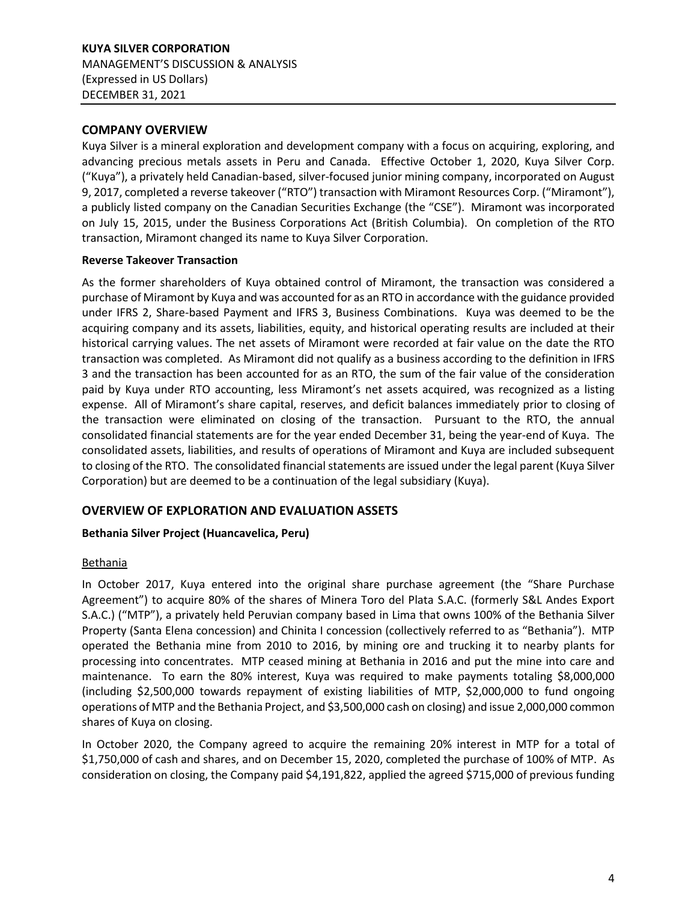## COMPANY OVERVIEW

Kuya Silver is a mineral exploration and development company with a focus on acquiring, exploring, and advancing precious metals assets in Peru and Canada. Effective October 1, 2020, Kuya Silver Corp. ("Kuya"), a privately held Canadian-based, silver-focused junior mining company, incorporated on August 9, 2017, completed a reverse takeover ("RTO") transaction with Miramont Resources Corp. ("Miramont"), a publicly listed company on the Canadian Securities Exchange (the "CSE"). Miramont was incorporated on July 15, 2015, under the Business Corporations Act (British Columbia). On completion of the RTO transaction, Miramont changed its name to Kuya Silver Corporation.

### Reverse Takeover Transaction

As the former shareholders of Kuya obtained control of Miramont, the transaction was considered a purchase of Miramont by Kuya and was accounted for as an RTO in accordance with the guidance provided under IFRS 2, Share-based Payment and IFRS 3, Business Combinations. Kuya was deemed to be the acquiring company and its assets, liabilities, equity, and historical operating results are included at their historical carrying values. The net assets of Miramont were recorded at fair value on the date the RTO transaction was completed. As Miramont did not qualify as a business according to the definition in IFRS 3 and the transaction has been accounted for as an RTO, the sum of the fair value of the consideration paid by Kuya under RTO accounting, less Miramont's net assets acquired, was recognized as a listing expense. All of Miramont's share capital, reserves, and deficit balances immediately prior to closing of the transaction were eliminated on closing of the transaction. Pursuant to the RTO, the annual consolidated financial statements are for the year ended December 31, being the year-end of Kuya. The consolidated assets, liabilities, and results of operations of Miramont and Kuya are included subsequent to closing of the RTO. The consolidated financial statements are issued under the legal parent (Kuya Silver Corporation) but are deemed to be a continuation of the legal subsidiary (Kuya).

## OVERVIEW OF EXPLORATION AND EVALUATION ASSETS

### Bethania Silver Project (Huancavelica, Peru)

#### Bethania

In October 2017, Kuya entered into the original share purchase agreement (the "Share Purchase Agreement") to acquire 80% of the shares of Minera Toro del Plata S.A.C. (formerly S&L Andes Export S.A.C.) ("MTP"), a privately held Peruvian company based in Lima that owns 100% of the Bethania Silver Property (Santa Elena concession) and Chinita I concession (collectively referred to as "Bethania"). MTP operated the Bethania mine from 2010 to 2016, by mining ore and trucking it to nearby plants for processing into concentrates. MTP ceased mining at Bethania in 2016 and put the mine into care and maintenance. To earn the 80% interest, Kuya was required to make payments totaling \$8,000,000 (including \$2,500,000 towards repayment of existing liabilities of MTP, \$2,000,000 to fund ongoing operations of MTP and the Bethania Project, and \$3,500,000 cash on closing) and issue 2,000,000 common shares of Kuya on closing.

In October 2020, the Company agreed to acquire the remaining 20% interest in MTP for a total of \$1,750,000 of cash and shares, and on December 15, 2020, completed the purchase of 100% of MTP. As consideration on closing, the Company paid \$4,191,822, applied the agreed \$715,000 of previous funding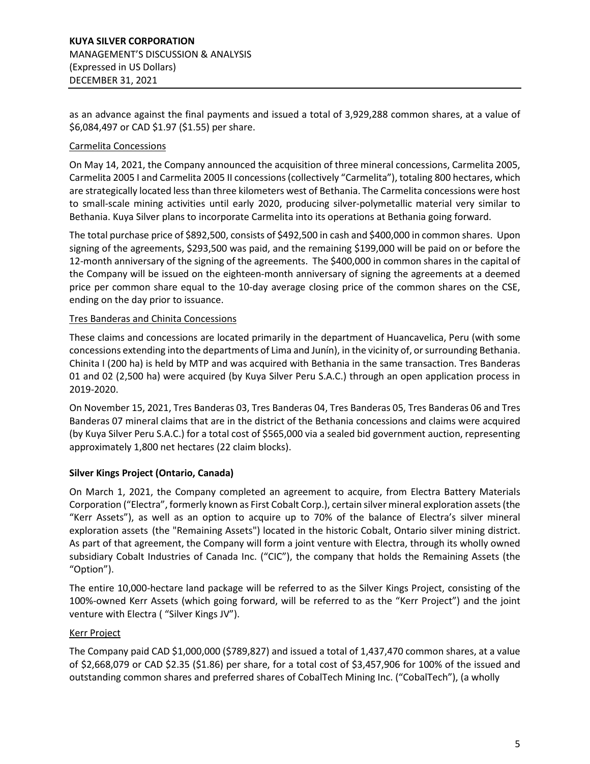as an advance against the final payments and issued a total of 3,929,288 common shares, at a value of $6,084,497 or CAD $1.97 ($1.55) per share.

Carmelita Concessions

On May 14, 2021, the Company announced the acquisition of three mineral concessions, Carmelita 2005, Carmelita 2005 I and Carmelita 2005 II concessions (collectively "Carmelita"), totaling 800 hectares, which are strategically located less than three kilometers west of Bethania. The Carmelita concessions were host to small-scale mining activities until early 2020, producing silver-polymetallic material very similar to Bethania. Kuya Silver plans to incorporate Carmelita into its operations at Bethania going forward.

The total purchase price of $892,500, consists of $492,500 in cash and $400,000 in common shares. Upon signing of the agreements, $293,500 was paid, and the remaining $199,000 will be paid on or before the 12-month anniversary of the signing of the agreements. The $400,000 in common shares in the capital of the Company will be issued on the eighteen-month anniversary of signing the agreements at a deemed price per common share equal to the 10-day average closing price of the common shares on the CSE, ending on the day prior to issuance.

Tres Banderas and Chinita Concessions

These claims and concessions are located primarily in the department of Huancavelica, Peru (with some concessions extending into the departments of Lima and Junín), in the vicinity of, or surrounding Bethania. Chinita I (200 ha) is held by MTP and was acquired with Bethania in the same transaction. Tres Banderas 01 and 02 (2,500 ha) were acquired (by Kuya Silver Peru S.A.C.) through an open application process in 2019-2020.

On November 15, 2021, Tres Banderas 03, Tres Banderas 04, Tres Banderas 05, Tres Banderas 06 and Tres Banderas 07 mineral claims that are in the district of the Bethania concessions and claims were acquired (by Kuya Silver Peru S.A.C.) for a total cost of $565,000 via a sealed bid government auction, representing approximately 1,800 net hectares (22 claim blocks).

**Silver Kings Project (Ontario, Canada)**

On March 1, 2021, the Company completed an agreement to acquire, from Electra Battery Materials Corporation ("Electra", formerly known as First Cobalt Corp.), certain silver mineral exploration assets (the "Kerr Assets"), as well as an option to acquire up to 70% of the balance of Electra's silver mineral exploration assets (the "Remaining Assets") located in the historic Cobalt, Ontario silver mining district. As part of that agreement, the Company will form a joint venture with Electra, through its wholly owned subsidiary Cobalt Industries of Canada Inc. ("CIC"), the company that holds the Remaining Assets (the "Option").

The entire 10,000-hectare land package will be referred to as the Silver Kings Project, consisting of the 100%-owned Kerr Assets (which going forward, will be referred to as the "Kerr Project") and the joint venture with Electra ( "Silver Kings JV").

Kerr Project

The Company paid CAD $1,000,000 ($789,827) and issued a total of 1,437,470 common shares, at a value of $2,668,079 or CAD $2.35 ($1.86) per share, for a total cost of $3,457,906 for 100% of the issued and outstanding common shares and preferred shares of CobalTech Mining Inc. ("CobalTech"), (a wholly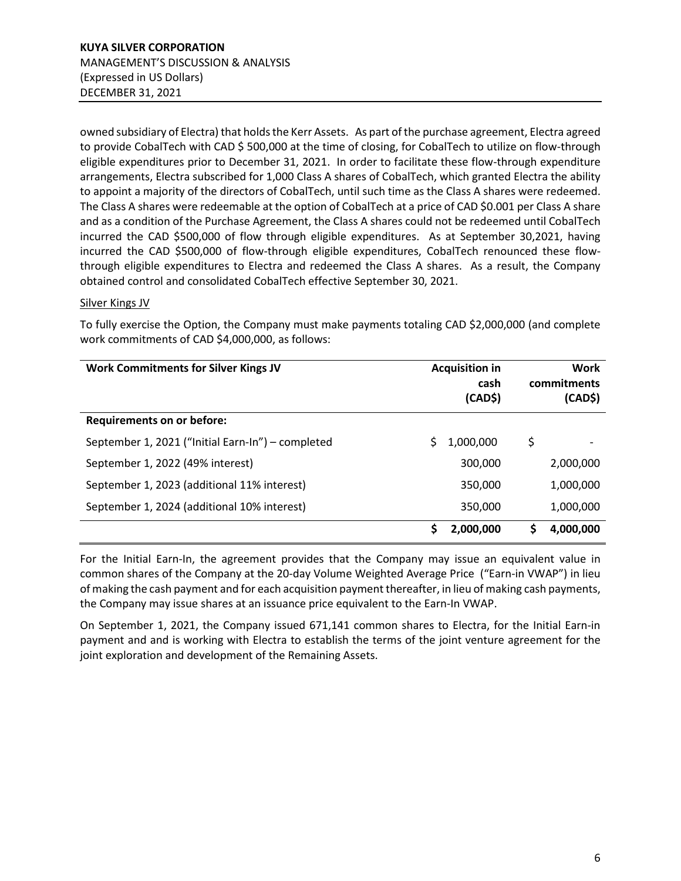owned subsidiary of Electra) that holds the Kerr Assets. As part of the purchase agreement, Electra agreed to provide CobalTech with CAD $ 500,000 at the time of closing, for CobalTech to utilize on flow-through eligible expenditures prior to December 31, 2021. In order to facilitate these flow-through expenditure arrangements, Electra subscribed for 1,000 Class A shares of CobalTech, which granted Electra the ability to appoint a majority of the directors of CobalTech, until such time as the Class A shares were redeemed. The Class A shares were redeemable at the option of CobalTech at a price of CAD $0.001 per Class A share and as a condition of the Purchase Agreement, the Class A shares could not be redeemed until CobalTech incurred the CAD $500,000 of flow through eligible expenditures. As at September 30,2021, having incurred the CAD $500,000 of flow-through eligible expenditures, CobalTech renounced these flow-through eligible expenditures to Electra and redeemed the Class A shares. As a result, the Company obtained control and consolidated CobalTech effective September 30, 2021.

Silver Kings JV

To fully exercise the Option, the Company must make payments totaling CAD $2,000,000 (and complete work commitments of CAD $4,000,000, as follows:

| **Work Commitments for Silver Kings JV** | **Acquisition in cash (CAD$)** | **Work commitments (CAD$)** |
|---|---|---|
| **Requirements on or before:** | | |
| September 1, 2021 ("Initial Earn-In") – completed | $ 1,000,000 | $ - |
| September 1, 2022 (49% interest) | 300,000 | 2,000,000 |
| September 1, 2023 (additional 11% interest) | 350,000 | 1,000,000 |
| September 1, 2024 (additional 10% interest) | 350,000 | 1,000,000 |
| | **$ 2,000,000** | **$ 4,000,000** |

For the Initial Earn-In, the agreement provides that the Company may issue an equivalent value in common shares of the Company at the 20-day Volume Weighted Average Price ("Earn-in VWAP") in lieu of making the cash payment and for each acquisition payment thereafter, in lieu of making cash payments, the Company may issue shares at an issuance price equivalent to the Earn-In VWAP.

On September 1, 2021, the Company issued 671,141 common shares to Electra, for the Initial Earn-in payment and and is working with Electra to establish the terms of the joint venture agreement for the joint exploration and development of the Remaining Assets.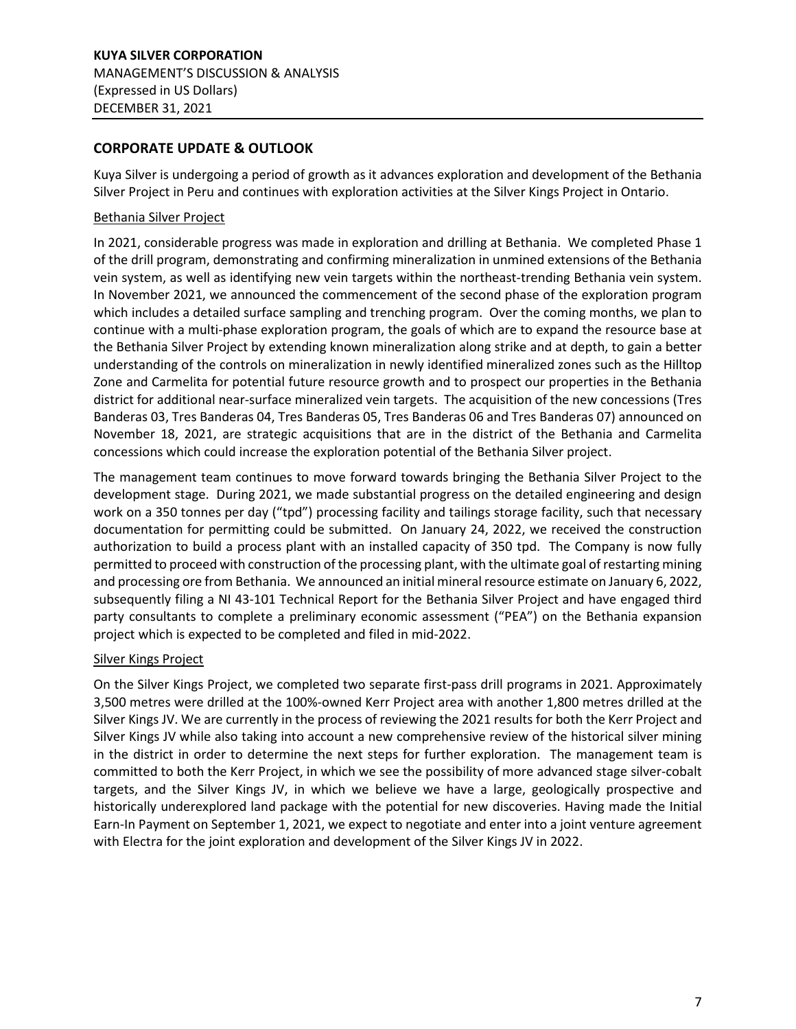## CORPORATE UPDATE & OUTLOOK

Kuya Silver is undergoing a period of growth as it advances exploration and development of the Bethania Silver Project in Peru and continues with exploration activities at the Silver Kings Project in Ontario.

### Bethania Silver Project

In 2021, considerable progress was made in exploration and drilling at Bethania. We completed Phase 1 of the drill program, demonstrating and confirming mineralization in unmined extensions of the Bethania vein system, as well as identifying new vein targets within the northeast-trending Bethania vein system. In November 2021, we announced the commencement of the second phase of the exploration program which includes a detailed surface sampling and trenching program. Over the coming months, we plan to continue with a multi-phase exploration program, the goals of which are to expand the resource base at the Bethania Silver Project by extending known mineralization along strike and at depth, to gain a better understanding of the controls on mineralization in newly identified mineralized zones such as the Hilltop Zone and Carmelita for potential future resource growth and to prospect our properties in the Bethania district for additional near-surface mineralized vein targets. The acquisition of the new concessions (Tres Banderas 03, Tres Banderas 04, Tres Banderas 05, Tres Banderas 06 and Tres Banderas 07) announced on November 18, 2021, are strategic acquisitions that are in the district of the Bethania and Carmelita concessions which could increase the exploration potential of the Bethania Silver project.

The management team continues to move forward towards bringing the Bethania Silver Project to the development stage. During 2021, we made substantial progress on the detailed engineering and design work on a 350 tonnes per day ("tpd") processing facility and tailings storage facility, such that necessary documentation for permitting could be submitted. On January 24, 2022, we received the construction authorization to build a process plant with an installed capacity of 350 tpd. The Company is now fully permitted to proceed with construction of the processing plant, with the ultimate goal of restarting mining and processing ore from Bethania. We announced an initial mineral resource estimate on January 6, 2022, subsequently filing a NI 43-101 Technical Report for the Bethania Silver Project and have engaged third party consultants to complete a preliminary economic assessment ("PEA") on the Bethania expansion project which is expected to be completed and filed in mid-2022.

### Silver Kings Project

On the Silver Kings Project, we completed two separate first-pass drill programs in 2021. Approximately 3,500 metres were drilled at the 100%-owned Kerr Project area with another 1,800 metres drilled at the Silver Kings JV. We are currently in the process of reviewing the 2021 results for both the Kerr Project and Silver Kings JV while also taking into account a new comprehensive review of the historical silver mining in the district in order to determine the next steps for further exploration. The management team is committed to both the Kerr Project, in which we see the possibility of more advanced stage silver-cobalt targets, and the Silver Kings JV, in which we believe we have a large, geologically prospective and historically underexplored land package with the potential for new discoveries. Having made the Initial Earn-In Payment on September 1, 2021, we expect to negotiate and enter into a joint venture agreement with Electra for the joint exploration and development of the Silver Kings JV in 2022.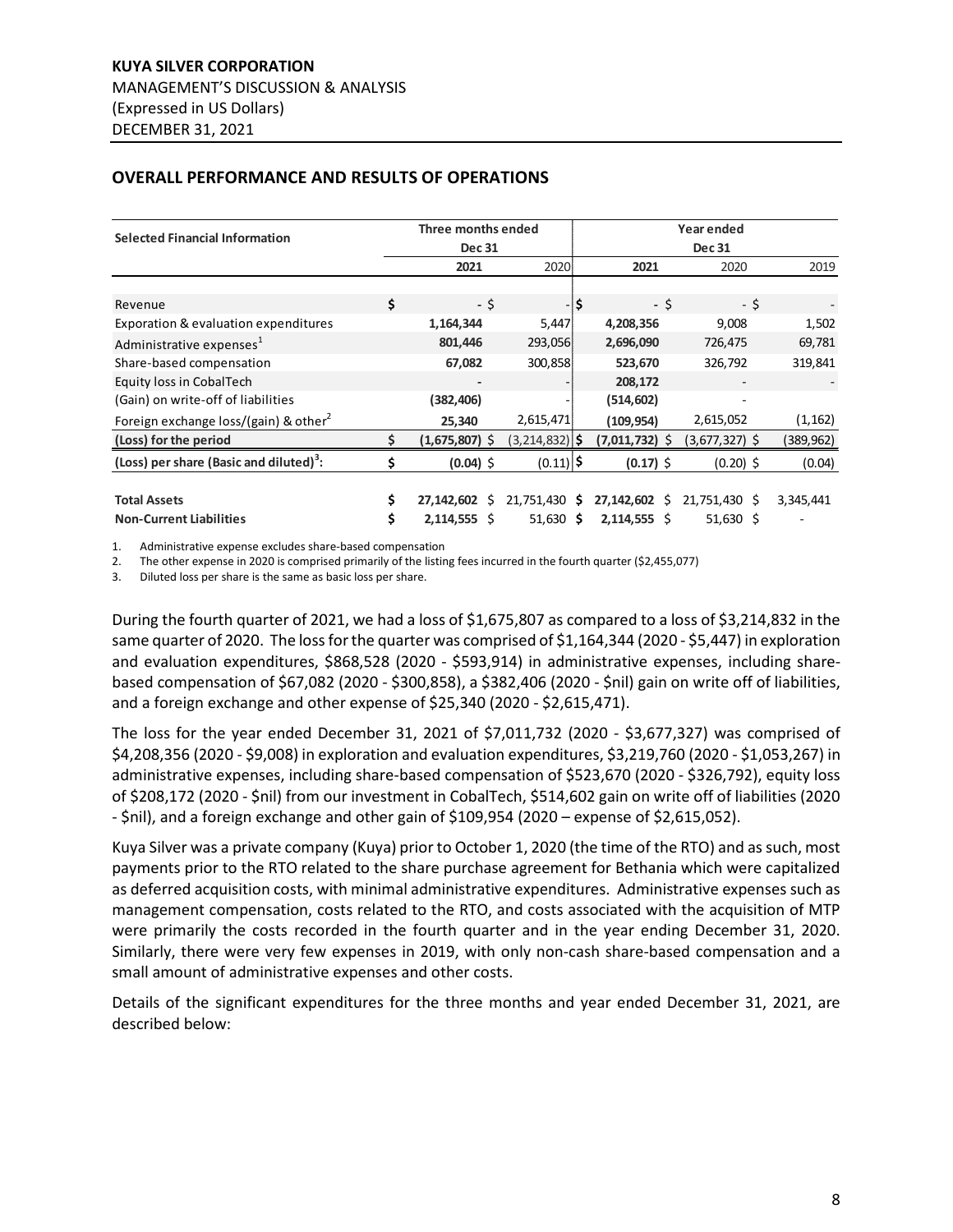## OVERALL PERFORMANCE AND RESULTS OF OPERATIONS

| Selected Financial Information | Three months ended Dec 31 | | Year ended Dec 31 | | |
|---|---|---|---|---|---|
| | **2021** | 2020 | **2021** | 2020 | 2019 |
| Revenue | $ - | $ - | $ - | $ - | $ - |
| Exporation & evaluation expenditures | **1,164,344** | 5,447 | **4,208,356** | 9,008 | 1,502 |
| Administrative expenses[1] | **801,446** | 293,056 | **2,696,090** | 726,475 | 69,781 |
| Share-based compensation | **67,082** | 300,858 | **523,670** | 326,792 | 319,841 |
| Equity loss in CobalTech | **-** | - | **208,172** | - | - |
| (Gain) on write-off of liabilities | **(382,406)** | - | **(514,602)** | - | |
| Foreign exchange loss/(gain) & other[2] | **25,340** | 2,615,471 | **(109,954)** | 2,615,052 | (1,162) |
| **(Loss) for the period** | **$ (1,675,807)** | $ (3,214,832) | **$ (7,011,732)** | $ (3,677,327) | $ (389,962) |
| **(Loss) per share (Basic and diluted)[3]:** | **$ (0.04)** | $ (0.11) | **$ (0.17)** | $ (0.20) | $ (0.04) |
| | | | | | |
| **Total Assets** | **$ 27,142,602** | $ 21,751,430 | **$ 27,142,602** | $ 21,751,430 | $ 3,345,441 |
| **Non-Current Liabilities** | **$ 2,114,555** | $ 51,630 | **$ 2,114,555** | $ 51,630 | $ - |

1. Administrative expense excludes share-based compensation
2. The other expense in 2020 is comprised primarily of the listing fees incurred in the fourth quarter ($2,455,077)
3. Diluted loss per share is the same as basic loss per share.

During the fourth quarter of 2021, we had a loss of $1,675,807 as compared to a loss of $3,214,832 in the same quarter of 2020. The loss for the quarter was comprised of $1,164,344 (2020 - $5,447) in exploration and evaluation expenditures, $868,528 (2020 - $593,914) in administrative expenses, including share-based compensation of $67,082 (2020 - $300,858), a $382,406 (2020 - $nil) gain on write off of liabilities, and a foreign exchange and other expense of $25,340 (2020 - $2,615,471).

The loss for the year ended December 31, 2021 of $7,011,732 (2020 - $3,677,327) was comprised of $4,208,356 (2020 - $9,008) in exploration and evaluation expenditures, $3,219,760 (2020 - $1,053,267) in administrative expenses, including share-based compensation of $523,670 (2020 - $326,792), equity loss of $208,172 (2020 - $nil) from our investment in CobalTech, $514,602 gain on write off of liabilities (2020 - $nil), and a foreign exchange and other gain of $109,954 (2020 – expense of $2,615,052).

Kuya Silver was a private company (Kuya) prior to October 1, 2020 (the time of the RTO) and as such, most payments prior to the RTO related to the share purchase agreement for Bethania which were capitalized as deferred acquisition costs, with minimal administrative expenditures. Administrative expenses such as management compensation, costs related to the RTO, and costs associated with the acquisition of MTP were primarily the costs recorded in the fourth quarter and in the year ending December 31, 2020. Similarly, there were very few expenses in 2019, with only non-cash share-based compensation and a small amount of administrative expenses and other costs.

Details of the significant expenditures for the three months and year ended December 31, 2021, are described below: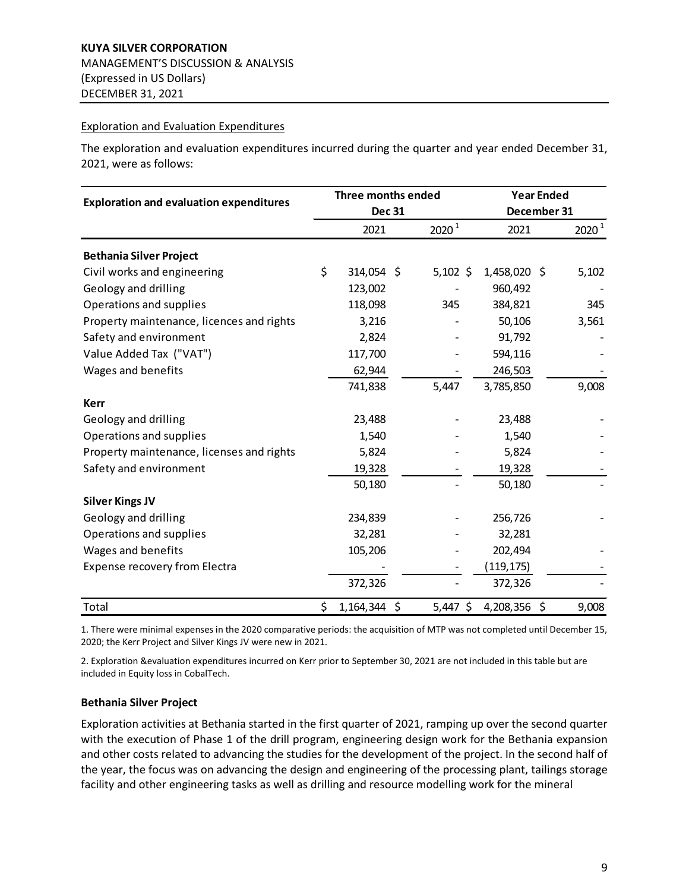KUYA SILVER CORPORATION
MANAGEMENT'S DISCUSSION & ANALYSIS
(Expressed in US Dollars)
DECEMBER 31, 2021

Exploration and Evaluation Expenditures

The exploration and evaluation expenditures incurred during the quarter and year ended December 31, 2021, were as follows:

| Exploration and evaluation expenditures | Three months ended Dec 31 | | Year Ended December 31 | |
|---|---|---|---|---|
| | 2021 | 2020 [1] | 2021 | 2020 [1] |
| **Bethania Silver Project** | | | | |
| Civil works and engineering | $ 314,054 | $ 5,102 | $ 1,458,020 | $ 5,102 |
| Geology and drilling | 123,002 | - | 960,492 | - |
| Operations and supplies | 118,098 | 345 | 384,821 | 345 |
| Property maintenance, licences and rights | 3,216 | - | 50,106 | 3,561 |
| Safety and environment | 2,824 | - | 91,792 | - |
| Value Added Tax ("VAT") | 117,700 | - | 594,116 | - |
| Wages and benefits | 62,944 | - | 246,503 | - |
| | 741,838 | 5,447 | 3,785,850 | 9,008 |
| **Kerr** | | | | |
| Geology and drilling | 23,488 | - | 23,488 | - |
| Operations and supplies | 1,540 | - | 1,540 | - |
| Property maintenance, licenses and rights | 5,824 | - | 5,824 | - |
| Safety and environment | 19,328 | - | 19,328 | - |
| | 50,180 | - | 50,180 | - |
| **Silver Kings JV** | | | | |
| Geology and drilling | 234,839 | - | 256,726 | - |
| Operations and supplies | 32,281 | - | 32,281 | |
| Wages and benefits | 105,206 | - | 202,494 | - |
| Expense recovery from Electra | - | - | (119,175) | - |
| | 372,326 | - | 372,326 | - |
| Total | $ 1,164,344 | $ 5,447 | $ 4,208,356 | $ 9,008 |

1. There were minimal expenses in the 2020 comparative periods: the acquisition of MTP was not completed until December 15, 2020; the Kerr Project and Silver Kings JV were new in 2021.

2. Exploration &evaluation expenditures incurred on Kerr prior to September 30, 2021 are not included in this table but are included in Equity loss in CobalTech.

**Bethania Silver Project**

Exploration activities at Bethania started in the first quarter of 2021, ramping up over the second quarter with the execution of Phase 1 of the drill program, engineering design work for the Bethania expansion and other costs related to advancing the studies for the development of the project. In the second half of the year, the focus was on advancing the design and engineering of the processing plant, tailings storage facility and other engineering tasks as well as drilling and resource modelling work for the mineral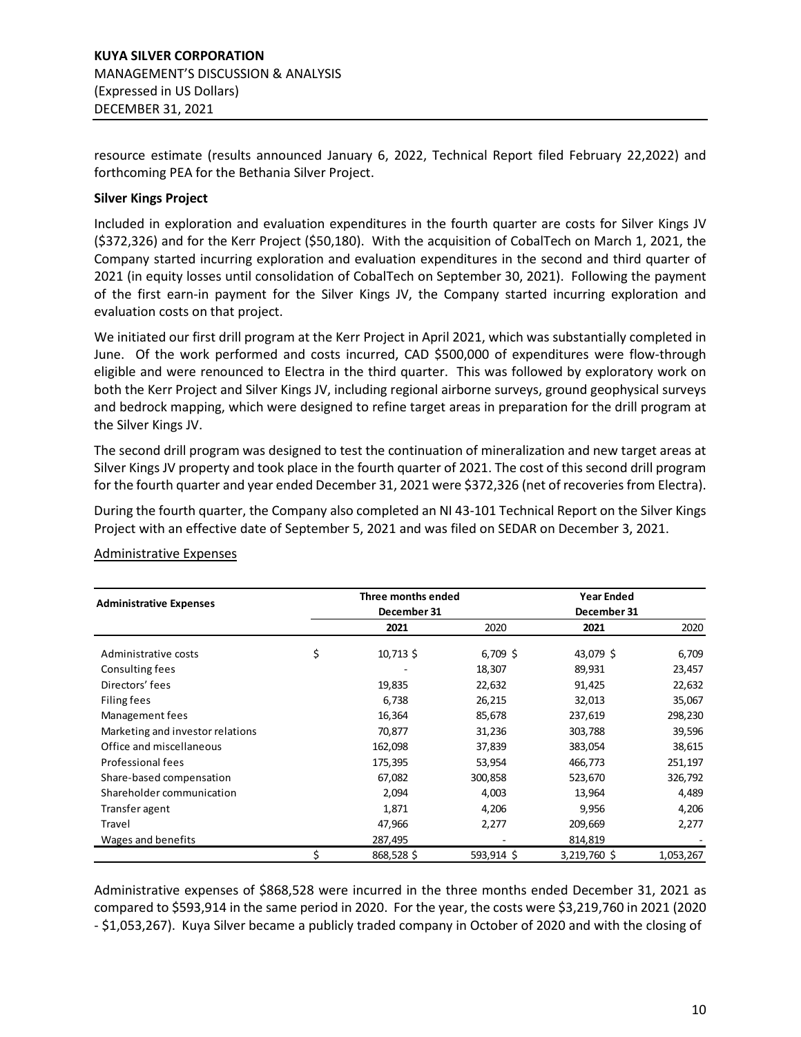resource estimate (results announced January 6, 2022, Technical Report filed February 22,2022) and forthcoming PEA for the Bethania Silver Project.

**Silver Kings Project**

Included in exploration and evaluation expenditures in the fourth quarter are costs for Silver Kings JV ($372,326) and for the Kerr Project ($50,180). With the acquisition of CobalTech on March 1, 2021, the Company started incurring exploration and evaluation expenditures in the second and third quarter of 2021 (in equity losses until consolidation of CobalTech on September 30, 2021). Following the payment of the first earn-in payment for the Silver Kings JV, the Company started incurring exploration and evaluation costs on that project.

We initiated our first drill program at the Kerr Project in April 2021, which was substantially completed in June. Of the work performed and costs incurred, CAD $500,000 of expenditures were flow-through eligible and were renounced to Electra in the third quarter. This was followed by exploratory work on both the Kerr Project and Silver Kings JV, including regional airborne surveys, ground geophysical surveys and bedrock mapping, which were designed to refine target areas in preparation for the drill program at the Silver Kings JV.

The second drill program was designed to test the continuation of mineralization and new target areas at Silver Kings JV property and took place in the fourth quarter of 2021. The cost of this second drill program for the fourth quarter and year ended December 31, 2021 were $372,326 (net of recoveries from Electra).

During the fourth quarter, the Company also completed an NI 43-101 Technical Report on the Silver Kings Project with an effective date of September 5, 2021 and was filed on SEDAR on December 3, 2021.

Administrative Expenses

| Administrative Expenses | Three months ended December 31 | | Year Ended December 31 | |
|---|---|---|---|---|
| | **2021** | 2020 | **2021** | 2020 |
| Administrative costs | $ 10,713 | $ 6,709 | $ 43,079 | $ 6,709 |
| Consulting fees | - | 18,307 | 89,931 | 23,457 |
| Directors' fees | 19,835 | 22,632 | 91,425 | 22,632 |
| Filing fees | 6,738 | 26,215 | 32,013 | 35,067 |
| Management fees | 16,364 | 85,678 | 237,619 | 298,230 |
| Marketing and investor relations | 70,877 | 31,236 | 303,788 | 39,596 |
| Office and miscellaneous | 162,098 | 37,839 | 383,054 | 38,615 |
| Professional fees | 175,395 | 53,954 | 466,773 | 251,197 |
| Share-based compensation | 67,082 | 300,858 | 523,670 | 326,792 |
| Shareholder communication | 2,094 | 4,003 | 13,964 | 4,489 |
| Transfer agent | 1,871 | 4,206 | 9,956 | 4,206 |
| Travel | 47,966 | 2,277 | 209,669 | 2,277 |
| Wages and benefits | 287,495 | - | 814,819 | - |
| | $ 868,528 | $ 593,914 | $ 3,219,760 | $ 1,053,267 |

Administrative expenses of $868,528 were incurred in the three months ended December 31, 2021 as compared to $593,914 in the same period in 2020. For the year, the costs were $3,219,760 in 2021 (2020 - $1,053,267). Kuya Silver became a publicly traded company in October of 2020 and with the closing of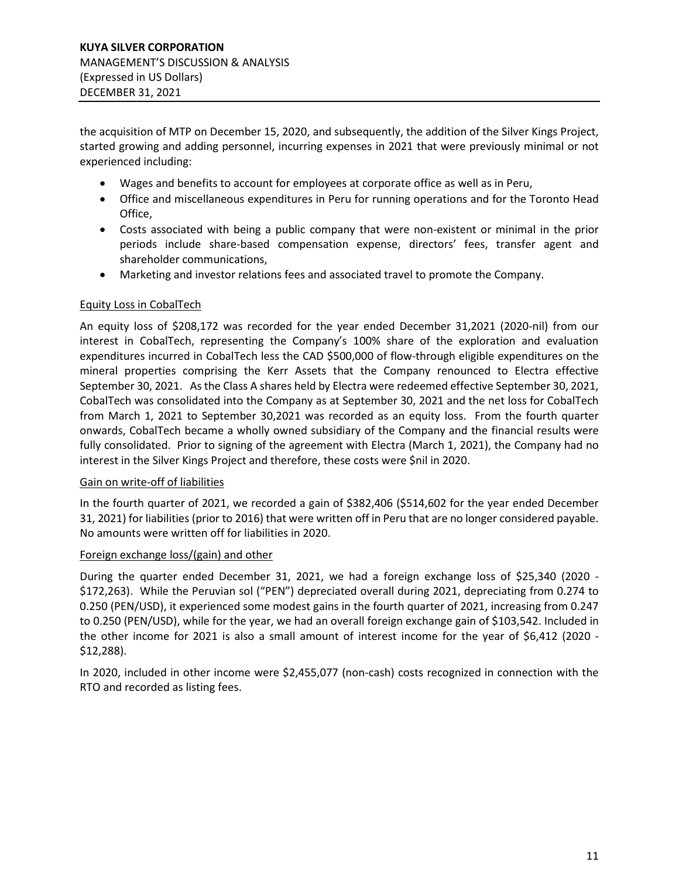the acquisition of MTP on December 15, 2020, and subsequently, the addition of the Silver Kings Project, started growing and adding personnel, incurring expenses in 2021 that were previously minimal or not experienced including:

- Wages and benefits to account for employees at corporate office as well as in Peru,
- Office and miscellaneous expenditures in Peru for running operations and for the Toronto Head Office,
- Costs associated with being a public company that were non-existent or minimal in the prior periods include share-based compensation expense, directors' fees, transfer agent and shareholder communications,
- Marketing and investor relations fees and associated travel to promote the Company.

### Equity Loss in CobalTech

An equity loss of $208,172 was recorded for the year ended December 31,2021 (2020-nil) from our interest in CobalTech, representing the Company's 100% share of the exploration and evaluation expenditures incurred in CobalTech less the CAD $500,000 of flow-through eligible expenditures on the mineral properties comprising the Kerr Assets that the Company renounced to Electra effective September 30, 2021. As the Class A shares held by Electra were redeemed effective September 30, 2021, CobalTech was consolidated into the Company as at September 30, 2021 and the net loss for CobalTech from March 1, 2021 to September 30,2021 was recorded as an equity loss. From the fourth quarter onwards, CobalTech became a wholly owned subsidiary of the Company and the financial results were fully consolidated. Prior to signing of the agreement with Electra (March 1, 2021), the Company had no interest in the Silver Kings Project and therefore, these costs were $nil in 2020.

### Gain on write-off of liabilities

In the fourth quarter of 2021, we recorded a gain of $382,406 ($514,602 for the year ended December 31, 2021) for liabilities (prior to 2016) that were written off in Peru that are no longer considered payable. No amounts were written off for liabilities in 2020.

### Foreign exchange loss/(gain) and other

During the quarter ended December 31, 2021, we had a foreign exchange loss of $25,340 (2020 - $172,263). While the Peruvian sol ("PEN") depreciated overall during 2021, depreciating from 0.274 to 0.250 (PEN/USD), it experienced some modest gains in the fourth quarter of 2021, increasing from 0.247 to 0.250 (PEN/USD), while for the year, we had an overall foreign exchange gain of $103,542. Included in the other income for 2021 is also a small amount of interest income for the year of $6,412 (2020 - $12,288).

In 2020, included in other income were $2,455,077 (non-cash) costs recognized in connection with the RTO and recorded as listing fees.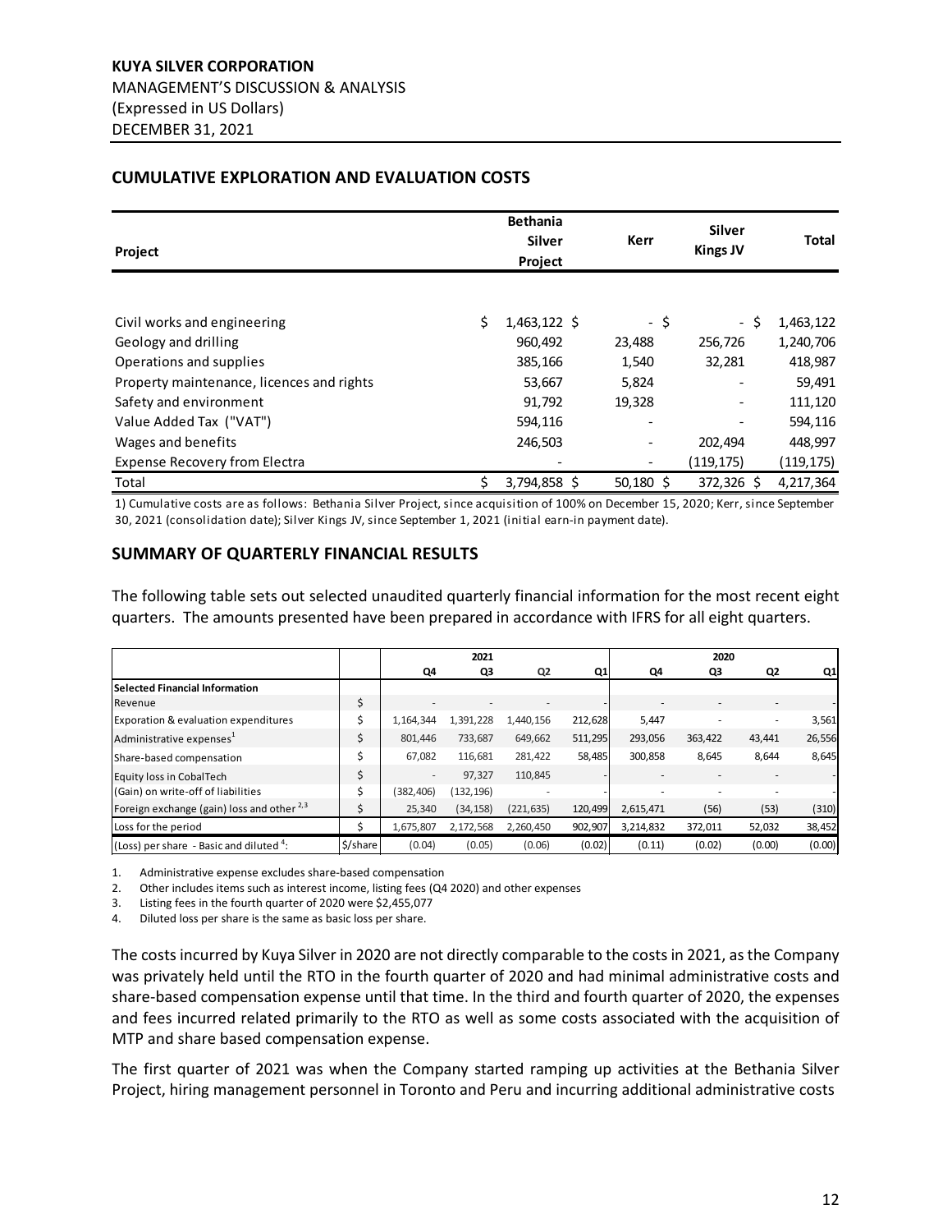KUYA SILVER CORPORATION
MANAGEMENT'S DISCUSSION & ANALYSIS
(Expressed in US Dollars)
DECEMBER 31, 2021

## CUMULATIVE EXPLORATION AND EVALUATION COSTS

| Project | Bethania Silver Project | Kerr | Silver Kings JV | Total |
|---|---|---|---|---|
| Civil works and engineering | $ 1,463,122 | $ - | $ - | $ 1,463,122 |
| Geology and drilling | 960,492 | 23,488 | 256,726 | 1,240,706 |
| Operations and supplies | 385,166 | 1,540 | 32,281 | 418,987 |
| Property maintenance, licences and rights | 53,667 | 5,824 | - | 59,491 |
| Safety and environment | 91,792 | 19,328 | - | 111,120 |
| Value Added Tax ("VAT") | 594,116 | - | - | 594,116 |
| Wages and benefits | 246,503 | - | 202,494 | 448,997 |
| Expense Recovery from Electra | - | - | (119,175) | (119,175) |
| Total | $ 3,794,858 | $ 50,180 | $ 372,326 | $ 4,217,364 |

1) Cumulative costs are as follows: Bethania Silver Project, since acquisition of 100% on December 15, 2020; Kerr, since September 30, 2021 (consolidation date); Silver Kings JV, since September 1, 2021 (initial earn-in payment date).

## SUMMARY OF QUARTERLY FINANCIAL RESULTS

The following table sets out selected unaudited quarterly financial information for the most recent eight quarters. The amounts presented have been prepared in accordance with IFRS for all eight quarters.

| | | 2021 | | | | 2020 | | | |
|---|---|---|---|---|---|---|---|---|---|
| | | Q4 | Q3 | Q2 | Q1 | Q4 | Q3 | Q2 | Q1 |
| **Selected Financial Information** | | | | | | | | | |
| Revenue | $ | - | - | - | - | - | - | - | - |
| Exporation & evaluation expenditures | $ | 1,164,344 | 1,391,228 | 1,440,156 | 212,628 | 5,447 | - | - | 3,561 |
| Administrative expenses[1] | $ | 801,446 | 733,687 | 649,662 | 511,295 | 293,056 | 363,422 | 43,441 | 26,556 |
| Share-based compensation | $ | 67,082 | 116,681 | 281,422 | 58,485 | 300,858 | 8,645 | 8,644 | 8,645 |
| Equity loss in CobalTech | $ | - | 97,327 | 110,845 | - | - | - | - | - |
| (Gain) on write-off of liabilities | $ | (382,406) | (132,196) | - | - | - | - | - | - |
| Foreign exchange (gain) loss and other [2,3] | $ | 25,340 | (34,158) | (221,635) | 120,499 | 2,615,471 | (56) | (53) | (310) |
| Loss for the period | $ | 1,675,807 | 2,172,568 | 2,260,450 | 902,907 | 3,214,832 | 372,011 | 52,032 | 38,452 |
| (Loss) per share - Basic and diluted [4]: | $/share | (0.04) | (0.05) | (0.06) | (0.02) | (0.11) | (0.02) | (0.00) | (0.00) |

1. Administrative expense excludes share-based compensation
2. Other includes items such as interest income, listing fees (Q4 2020) and other expenses
3. Listing fees in the fourth quarter of 2020 were $2,455,077
4. Diluted loss per share is the same as basic loss per share.

The costs incurred by Kuya Silver in 2020 are not directly comparable to the costs in 2021, as the Company was privately held until the RTO in the fourth quarter of 2020 and had minimal administrative costs and share-based compensation expense until that time. In the third and fourth quarter of 2020, the expenses and fees incurred related primarily to the RTO as well as some costs associated with the acquisition of MTP and share based compensation expense.

The first quarter of 2021 was when the Company started ramping up activities at the Bethania Silver Project, hiring management personnel in Toronto and Peru and incurring additional administrative costs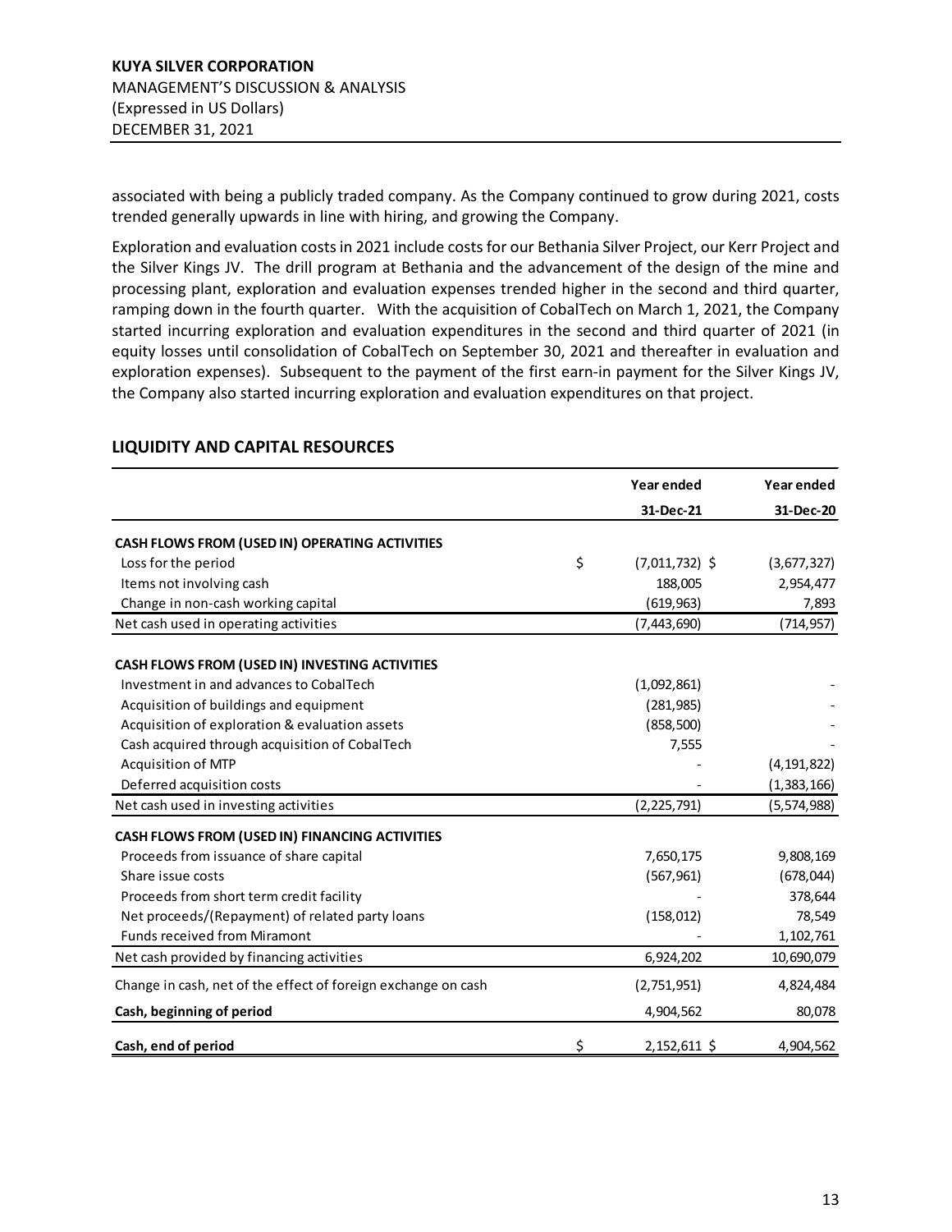associated with being a publicly traded company. As the Company continued to grow during 2021, costs trended generally upwards in line with hiring, and growing the Company.

Exploration and evaluation costs in 2021 include costs for our Bethania Silver Project, our Kerr Project and the Silver Kings JV. The drill program at Bethania and the advancement of the design of the mine and processing plant, exploration and evaluation expenses trended higher in the second and third quarter, ramping down in the fourth quarter. With the acquisition of CobalTech on March 1, 2021, the Company started incurring exploration and evaluation expenditures in the second and third quarter of 2021 (in equity losses until consolidation of CobalTech on September 30, 2021 and thereafter in evaluation and exploration expenses). Subsequent to the payment of the first earn-in payment for the Silver Kings JV, the Company also started incurring exploration and evaluation expenditures on that project.

## LIQUIDITY AND CAPITAL RESOURCES

| | Year ended 31-Dec-21 | Year ended 31-Dec-20 |
|---|---|---|
| **CASH FLOWS FROM (USED IN) OPERATING ACTIVITIES** | | |
| Loss for the period | $ (7,011,732) | $ (3,677,327) |
| Items not involving cash | 188,005 | 2,954,477 |
| Change in non-cash working capital | (619,963) | 7,893 |
| Net cash used in operating activities | (7,443,690) | (714,957) |
| **CASH FLOWS FROM (USED IN) INVESTING ACTIVITIES** | | |
| Investment in and advances to CobalTech | (1,092,861) | - |
| Acquisition of buildings and equipment | (281,985) | - |
| Acquisition of exploration & evaluation assets | (858,500) | - |
| Cash acquired through acquisition of CobalTech | 7,555 | - |
| Acquisition of MTP | - | (4,191,822) |
| Deferred acquisition costs | - | (1,383,166) |
| Net cash used in investing activities | (2,225,791) | (5,574,988) |
| **CASH FLOWS FROM (USED IN) FINANCING ACTIVITIES** | | |
| Proceeds from issuance of share capital | 7,650,175 | 9,808,169 |
| Share issue costs | (567,961) | (678,044) |
| Proceeds from short term credit facility | - | 378,644 |
| Net proceeds/(Repayment) of related party loans | (158,012) | 78,549 |
| Funds received from Miramont | - | 1,102,761 |
| Net cash provided by financing activities | 6,924,202 | 10,690,079 |
| Change in cash, net of the effect of foreign exchange on cash | (2,751,951) | 4,824,484 |
| **Cash, beginning of period** | 4,904,562 | 80,078 |
| **Cash, end of period** | $ 2,152,611 | $ 4,904,562 |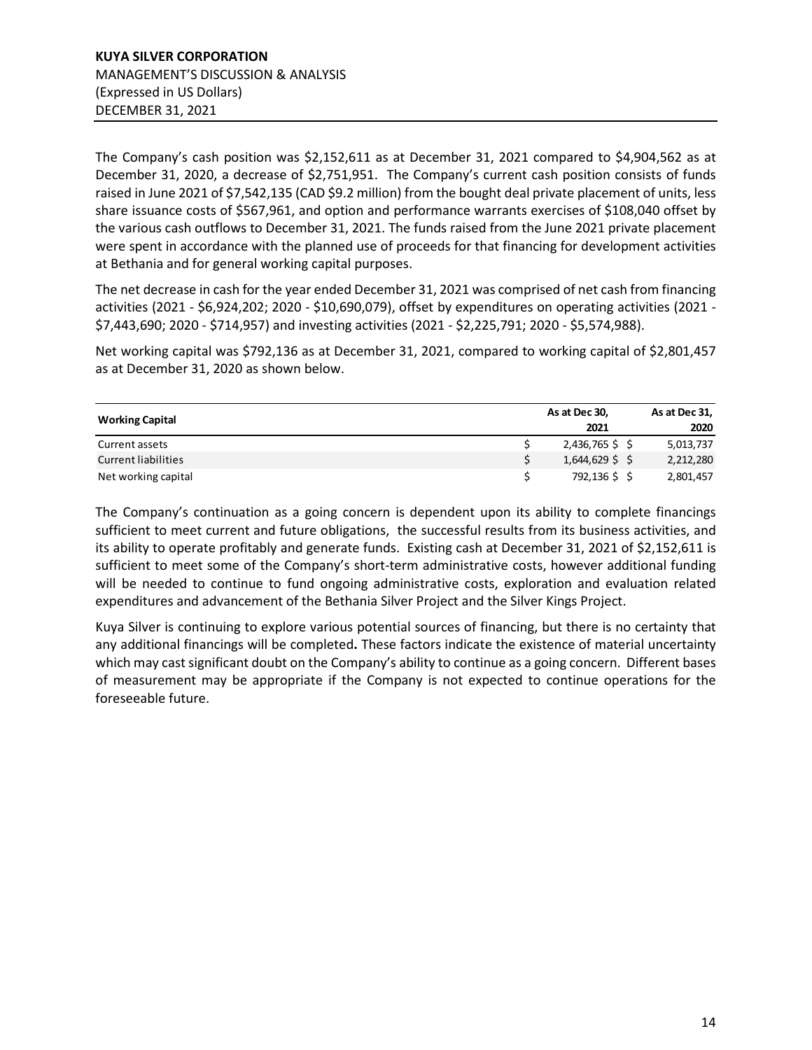The Company's cash position was $2,152,611 as at December 31, 2021 compared to $4,904,562 as at December 31, 2020, a decrease of $2,751,951. The Company's current cash position consists of funds raised in June 2021 of $7,542,135 (CAD $9.2 million) from the bought deal private placement of units, less share issuance costs of $567,961, and option and performance warrants exercises of $108,040 offset by the various cash outflows to December 31, 2021. The funds raised from the June 2021 private placement were spent in accordance with the planned use of proceeds for that financing for development activities at Bethania and for general working capital purposes.

The net decrease in cash for the year ended December 31, 2021 was comprised of net cash from financing activities (2021 - $6,924,202; 2020 - $10,690,079), offset by expenditures on operating activities (2021 - $7,443,690; 2020 - $714,957) and investing activities (2021 - $2,225,791; 2020 - $5,574,988).

Net working capital was $792,136 as at December 31, 2021, compared to working capital of $2,801,457 as at December 31, 2020 as shown below.

| **Working Capital** | | **As at Dec 30, 2021** | | **As at Dec 31, 2020** |
|---|---|---|---|---|
| Current assets | $ | 2,436,765 $ | $ | 5,013,737 |
| Current liabilities | $ | 1,644,629 $ | $ | 2,212,280 |
| Net working capital | $ | 792,136 $ | $ | 2,801,457 |

The Company's continuation as a going concern is dependent upon its ability to complete financings sufficient to meet current and future obligations, the successful results from its business activities, and its ability to operate profitably and generate funds. Existing cash at December 31, 2021 of $2,152,611 is sufficient to meet some of the Company's short-term administrative costs, however additional funding will be needed to continue to fund ongoing administrative costs, exploration and evaluation related expenditures and advancement of the Bethania Silver Project and the Silver Kings Project.

Kuya Silver is continuing to explore various potential sources of financing, but there is no certainty that any additional financings will be completed**.** These factors indicate the existence of material uncertainty which may cast significant doubt on the Company's ability to continue as a going concern. Different bases of measurement may be appropriate if the Company is not expected to continue operations for the foreseeable future.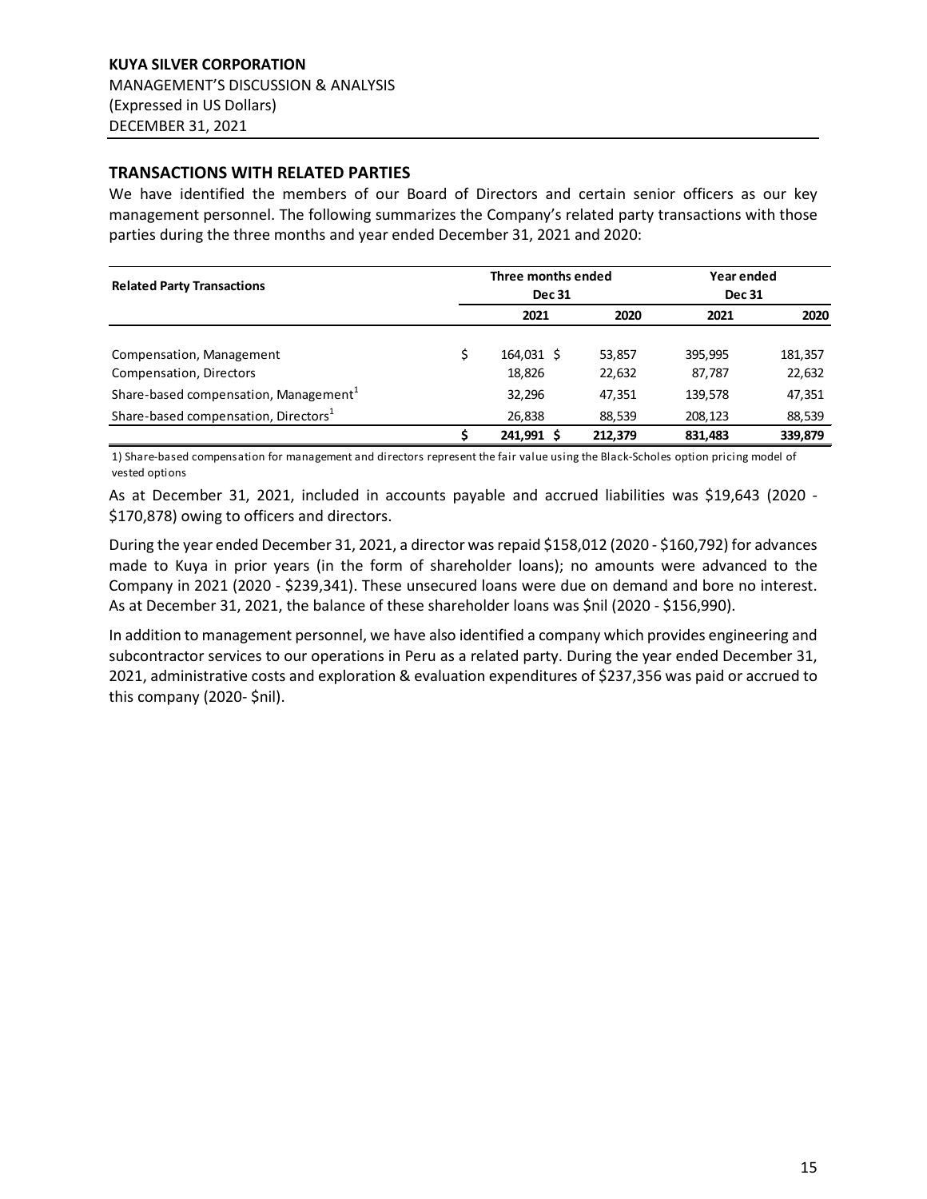## TRANSACTIONS WITH RELATED PARTIES

We have identified the members of our Board of Directors and certain senior officers as our key management personnel. The following summarizes the Company's related party transactions with those parties during the three months and year ended December 31, 2021 and 2020:

| Related Party Transactions | Three months ended Dec 31 | | Year ended Dec 31 | |
|---|---|---|---|---|
| | 2021 | 2020 | 2021 | 2020 |
| Compensation, Management | $ 164,031 | $ 53,857 | 395,995 | 181,357 |
| Compensation, Directors | 18,826 | 22,632 | 87,787 | 22,632 |
| Share-based compensation, Management[1] | 32,296 | 47,351 | 139,578 | 47,351 |
| Share-based compensation, Directors[1] | 26,838 | 88,539 | 208,123 | 88,539 |
| | **$ 241,991** | **$ 212,379** | **831,483** | **339,879** |

1) Share-based compensation for management and directors represent the fair value using the Black-Scholes option pricing model of vested options

As at December 31, 2021, included in accounts payable and accrued liabilities was $19,643 (2020 - $170,878) owing to officers and directors.

During the year ended December 31, 2021, a director was repaid $158,012 (2020 - $160,792) for advances made to Kuya in prior years (in the form of shareholder loans); no amounts were advanced to the Company in 2021 (2020 - $239,341). These unsecured loans were due on demand and bore no interest. As at December 31, 2021, the balance of these shareholder loans was $nil (2020 - $156,990).

In addition to management personnel, we have also identified a company which provides engineering and subcontractor services to our operations in Peru as a related party. During the year ended December 31, 2021, administrative costs and exploration & evaluation expenditures of $237,356 was paid or accrued to this company (2020- $nil).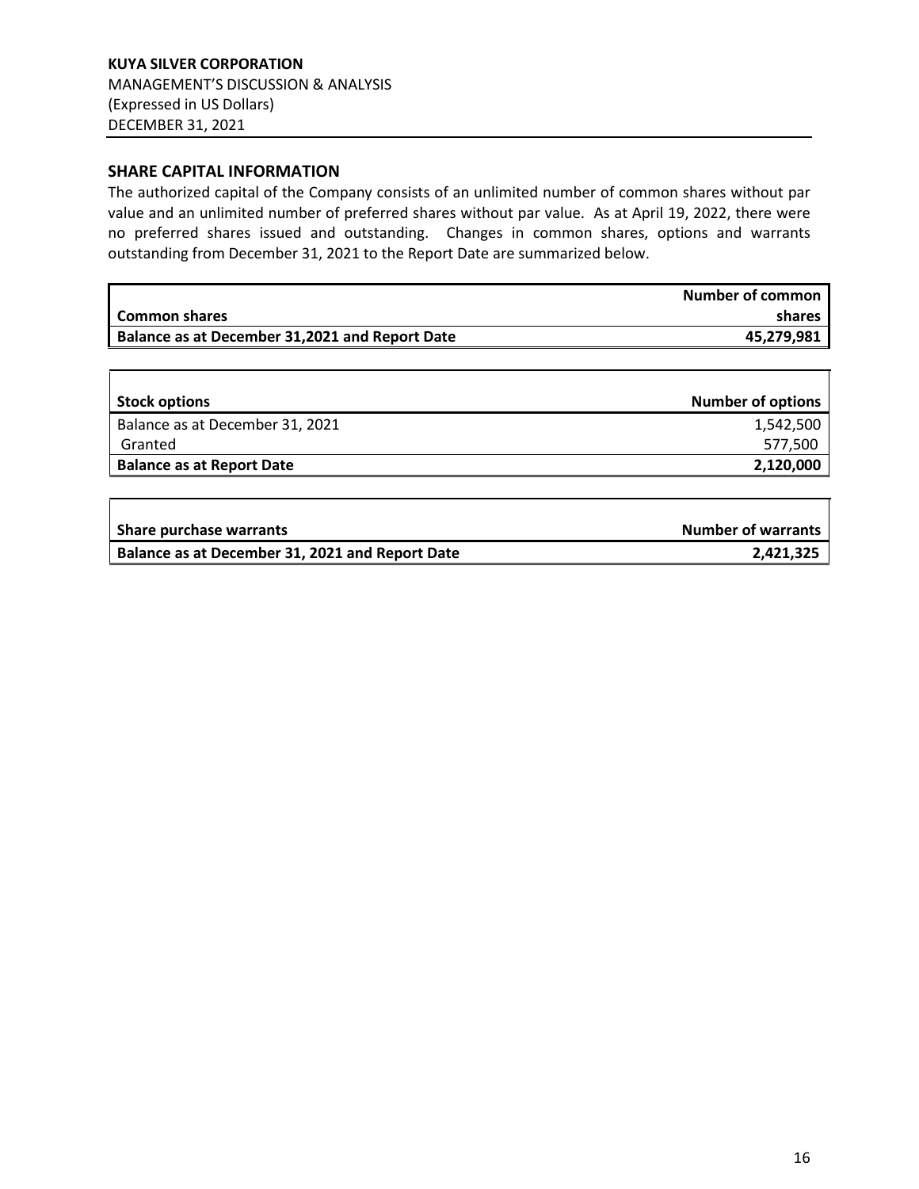## SHARE CAPITAL INFORMATION

The authorized capital of the Company consists of an unlimited number of common shares without par value and an unlimited number of preferred shares without par value. As at April 19, 2022, there were no preferred shares issued and outstanding. Changes in common shares, options and warrants outstanding from December 31, 2021 to the Report Date are summarized below.

| Common shares | Number of common shares |
|---|---|
| **Balance as at December 31,2021 and Report Date** | **45,279,981** |

| Stock options | Number of options |
|---|---|
| Balance as at December 31, 2021 | 1,542,500 |
| Granted | 577,500 |
| **Balance as at Report Date** | **2,120,000** |

| Share purchase warrants | Number of warrants |
|---|---|
| **Balance as at December 31, 2021 and Report Date** | **2,421,325** |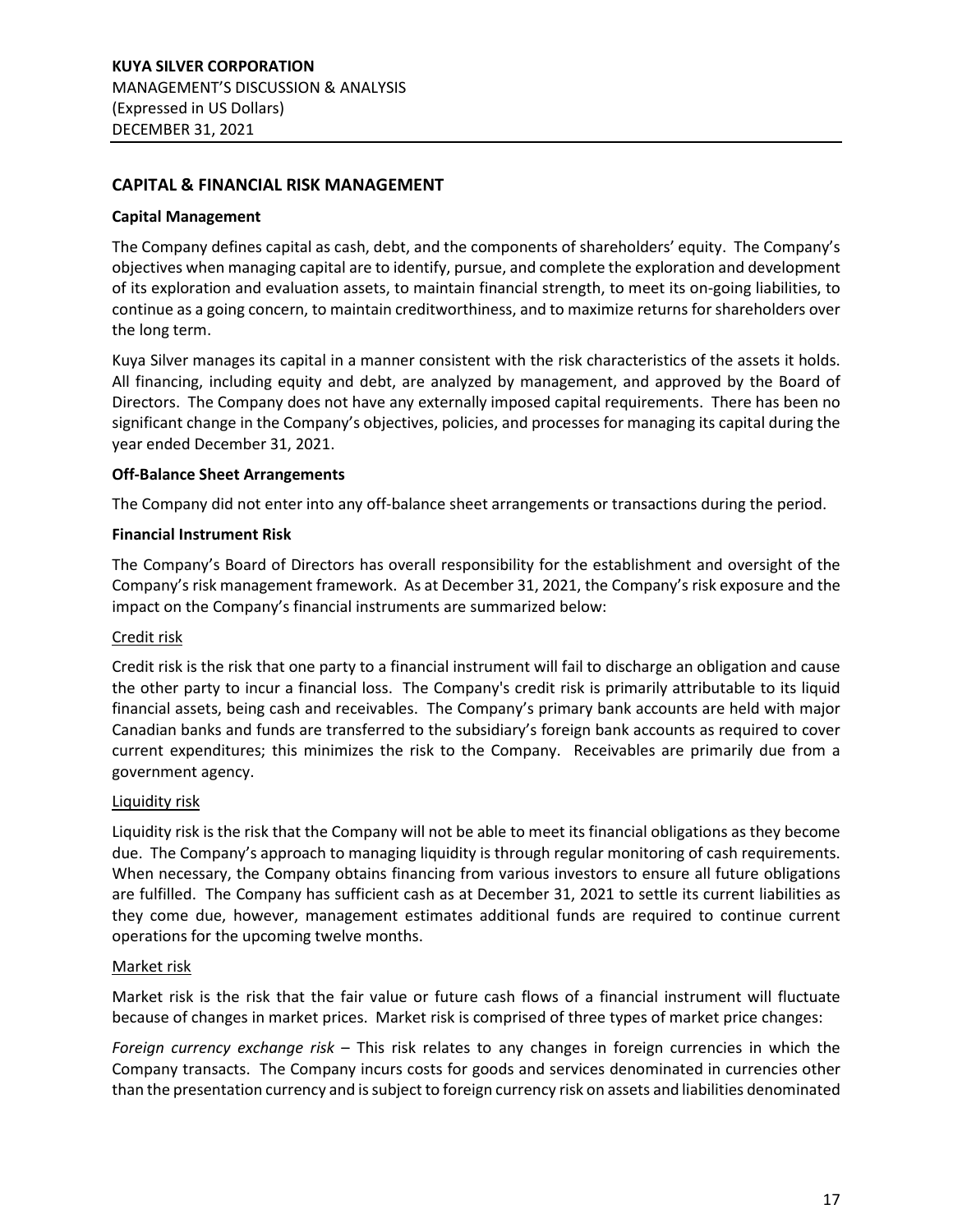## CAPITAL & FINANCIAL RISK MANAGEMENT

### Capital Management

The Company defines capital as cash, debt, and the components of shareholders' equity. The Company's objectives when managing capital are to identify, pursue, and complete the exploration and development of its exploration and evaluation assets, to maintain financial strength, to meet its on-going liabilities, to continue as a going concern, to maintain creditworthiness, and to maximize returns for shareholders over the long term.

Kuya Silver manages its capital in a manner consistent with the risk characteristics of the assets it holds. All financing, including equity and debt, are analyzed by management, and approved by the Board of Directors. The Company does not have any externally imposed capital requirements. There has been no significant change in the Company's objectives, policies, and processes for managing its capital during the year ended December 31, 2021.

### Off-Balance Sheet Arrangements

The Company did not enter into any off-balance sheet arrangements or transactions during the period.

### Financial Instrument Risk

The Company's Board of Directors has overall responsibility for the establishment and oversight of the Company's risk management framework. As at December 31, 2021, the Company's risk exposure and the impact on the Company's financial instruments are summarized below:

#### Credit risk

Credit risk is the risk that one party to a financial instrument will fail to discharge an obligation and cause the other party to incur a financial loss. The Company's credit risk is primarily attributable to its liquid financial assets, being cash and receivables. The Company's primary bank accounts are held with major Canadian banks and funds are transferred to the subsidiary's foreign bank accounts as required to cover current expenditures; this minimizes the risk to the Company. Receivables are primarily due from a government agency.

#### Liquidity risk

Liquidity risk is the risk that the Company will not be able to meet its financial obligations as they become due. The Company's approach to managing liquidity is through regular monitoring of cash requirements. When necessary, the Company obtains financing from various investors to ensure all future obligations are fulfilled. The Company has sufficient cash as at December 31, 2021 to settle its current liabilities as they come due, however, management estimates additional funds are required to continue current operations for the upcoming twelve months.

#### Market risk

Market risk is the risk that the fair value or future cash flows of a financial instrument will fluctuate because of changes in market prices. Market risk is comprised of three types of market price changes:

*Foreign currency exchange risk* – This risk relates to any changes in foreign currencies in which the Company transacts. The Company incurs costs for goods and services denominated in currencies other than the presentation currency and is subject to foreign currency risk on assets and liabilities denominated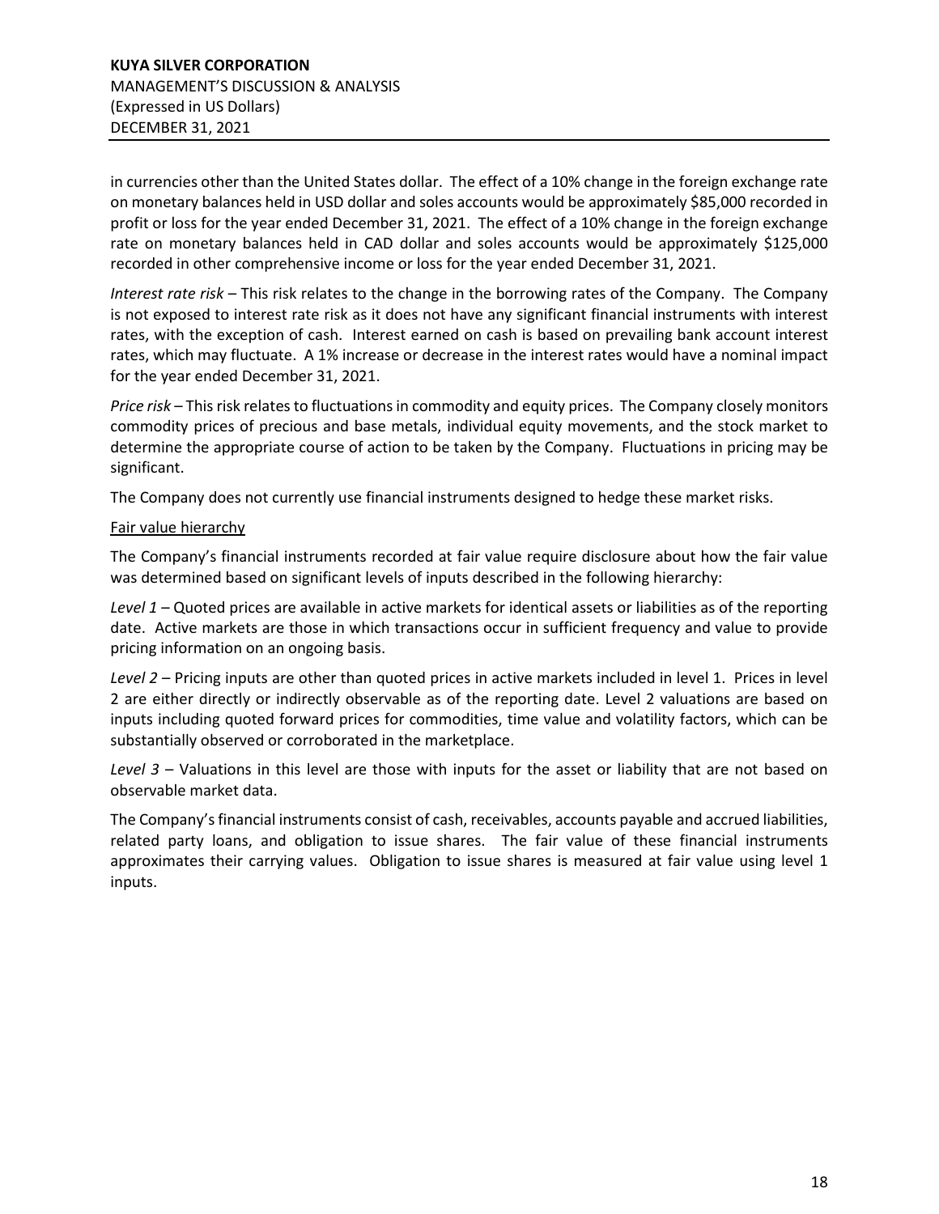in currencies other than the United States dollar. The effect of a 10% change in the foreign exchange rate on monetary balances held in USD dollar and soles accounts would be approximately $85,000 recorded in profit or loss for the year ended December 31, 2021. The effect of a 10% change in the foreign exchange rate on monetary balances held in CAD dollar and soles accounts would be approximately $125,000 recorded in other comprehensive income or loss for the year ended December 31, 2021.

*Interest rate risk* – This risk relates to the change in the borrowing rates of the Company. The Company is not exposed to interest rate risk as it does not have any significant financial instruments with interest rates, with the exception of cash. Interest earned on cash is based on prevailing bank account interest rates, which may fluctuate. A 1% increase or decrease in the interest rates would have a nominal impact for the year ended December 31, 2021.

*Price risk* – This risk relates to fluctuations in commodity and equity prices. The Company closely monitors commodity prices of precious and base metals, individual equity movements, and the stock market to determine the appropriate course of action to be taken by the Company. Fluctuations in pricing may be significant.

The Company does not currently use financial instruments designed to hedge these market risks.

Fair value hierarchy

The Company's financial instruments recorded at fair value require disclosure about how the fair value was determined based on significant levels of inputs described in the following hierarchy:

*Level 1* – Quoted prices are available in active markets for identical assets or liabilities as of the reporting date. Active markets are those in which transactions occur in sufficient frequency and value to provide pricing information on an ongoing basis.

*Level 2* – Pricing inputs are other than quoted prices in active markets included in level 1. Prices in level 2 are either directly or indirectly observable as of the reporting date. Level 2 valuations are based on inputs including quoted forward prices for commodities, time value and volatility factors, which can be substantially observed or corroborated in the marketplace.

*Level 3* – Valuations in this level are those with inputs for the asset or liability that are not based on observable market data.

The Company's financial instruments consist of cash, receivables, accounts payable and accrued liabilities, related party loans, and obligation to issue shares. The fair value of these financial instruments approximates their carrying values. Obligation to issue shares is measured at fair value using level 1 inputs.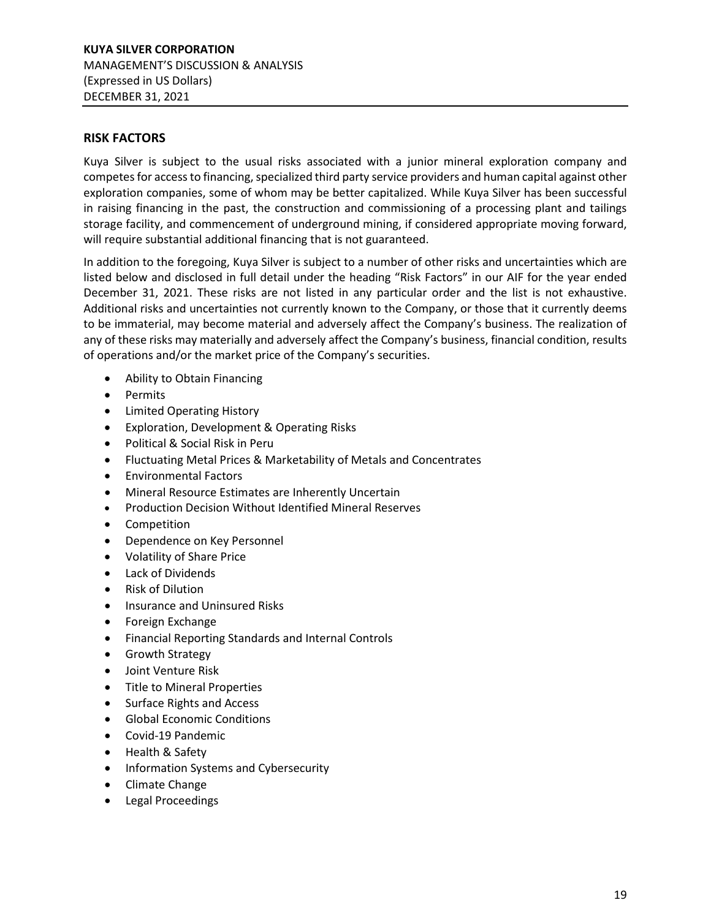## RISK FACTORS

Kuya Silver is subject to the usual risks associated with a junior mineral exploration company and competes for access to financing, specialized third party service providers and human capital against other exploration companies, some of whom may be better capitalized. While Kuya Silver has been successful in raising financing in the past, the construction and commissioning of a processing plant and tailings storage facility, and commencement of underground mining, if considered appropriate moving forward, will require substantial additional financing that is not guaranteed.

In addition to the foregoing, Kuya Silver is subject to a number of other risks and uncertainties which are listed below and disclosed in full detail under the heading "Risk Factors" in our AIF for the year ended December 31, 2021. These risks are not listed in any particular order and the list is not exhaustive. Additional risks and uncertainties not currently known to the Company, or those that it currently deems to be immaterial, may become material and adversely affect the Company's business. The realization of any of these risks may materially and adversely affect the Company's business, financial condition, results of operations and/or the market price of the Company's securities.

- Ability to Obtain Financing
- Permits
- Limited Operating History
- Exploration, Development & Operating Risks
- Political & Social Risk in Peru
- Fluctuating Metal Prices & Marketability of Metals and Concentrates
- Environmental Factors
- Mineral Resource Estimates are Inherently Uncertain
- Production Decision Without Identified Mineral Reserves
- Competition
- Dependence on Key Personnel
- Volatility of Share Price
- Lack of Dividends
- Risk of Dilution
- Insurance and Uninsured Risks
- Foreign Exchange
- Financial Reporting Standards and Internal Controls
- Growth Strategy
- Joint Venture Risk
- Title to Mineral Properties
- Surface Rights and Access
- Global Economic Conditions
- Covid-19 Pandemic
- Health & Safety
- Information Systems and Cybersecurity
- Climate Change
- Legal Proceedings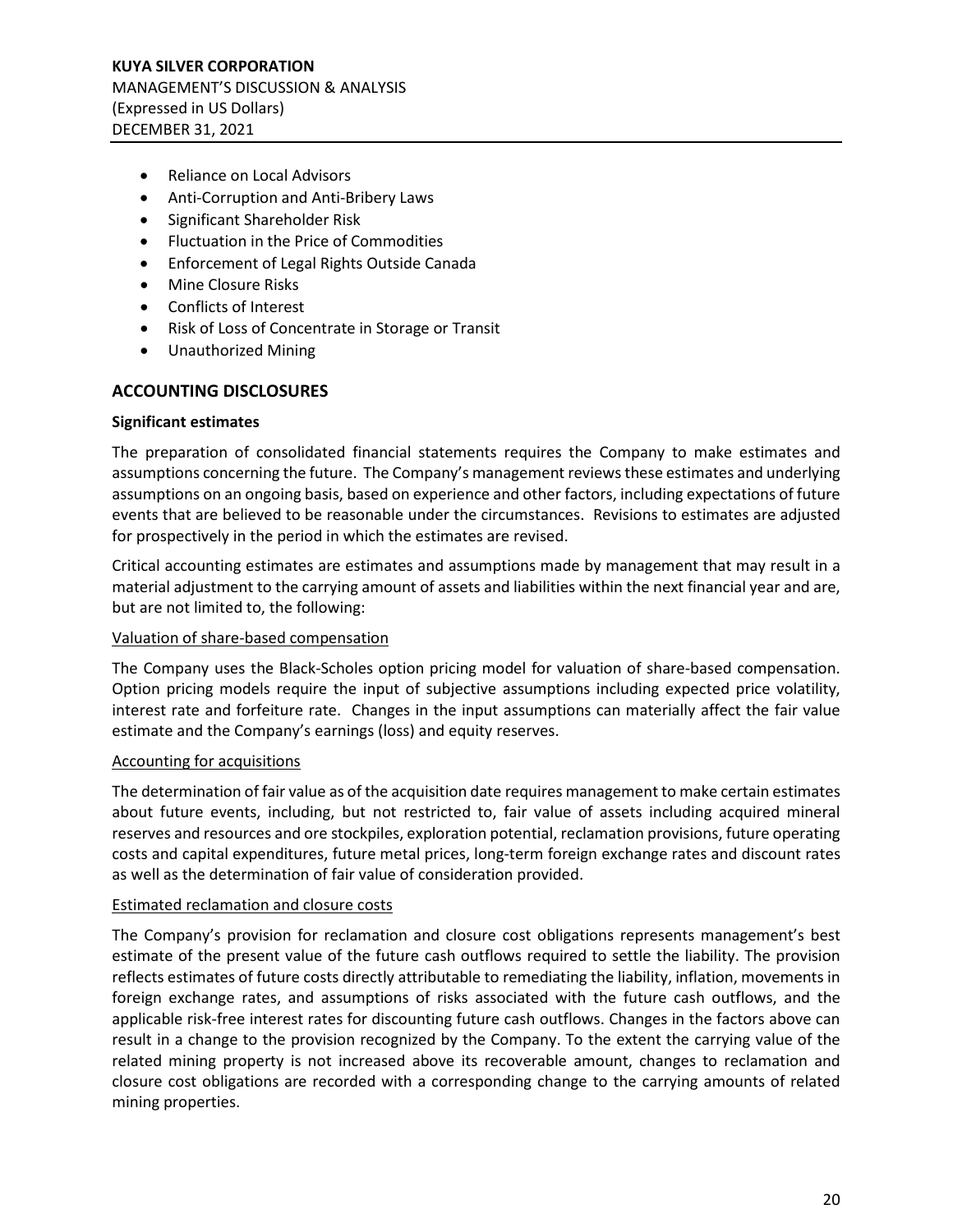- Reliance on Local Advisors
- Anti-Corruption and Anti-Bribery Laws
- Significant Shareholder Risk
- Fluctuation in the Price of Commodities
- Enforcement of Legal Rights Outside Canada
- Mine Closure Risks
- Conflicts of Interest
- Risk of Loss of Concentrate in Storage or Transit
- Unauthorized Mining

## ACCOUNTING DISCLOSURES

**Significant estimates**

The preparation of consolidated financial statements requires the Company to make estimates and assumptions concerning the future. The Company's management reviews these estimates and underlying assumptions on an ongoing basis, based on experience and other factors, including expectations of future events that are believed to be reasonable under the circumstances. Revisions to estimates are adjusted for prospectively in the period in which the estimates are revised.

Critical accounting estimates are estimates and assumptions made by management that may result in a material adjustment to the carrying amount of assets and liabilities within the next financial year and are, but are not limited to, the following:

Valuation of share-based compensation

The Company uses the Black-Scholes option pricing model for valuation of share-based compensation. Option pricing models require the input of subjective assumptions including expected price volatility, interest rate and forfeiture rate. Changes in the input assumptions can materially affect the fair value estimate and the Company's earnings (loss) and equity reserves.

Accounting for acquisitions

The determination of fair value as of the acquisition date requires management to make certain estimates about future events, including, but not restricted to, fair value of assets including acquired mineral reserves and resources and ore stockpiles, exploration potential, reclamation provisions, future operating costs and capital expenditures, future metal prices, long-term foreign exchange rates and discount rates as well as the determination of fair value of consideration provided.

Estimated reclamation and closure costs

The Company's provision for reclamation and closure cost obligations represents management's best estimate of the present value of the future cash outflows required to settle the liability. The provision reflects estimates of future costs directly attributable to remediating the liability, inflation, movements in foreign exchange rates, and assumptions of risks associated with the future cash outflows, and the applicable risk-free interest rates for discounting future cash outflows. Changes in the factors above can result in a change to the provision recognized by the Company. To the extent the carrying value of the related mining property is not increased above its recoverable amount, changes to reclamation and closure cost obligations are recorded with a corresponding change to the carrying amounts of related mining properties.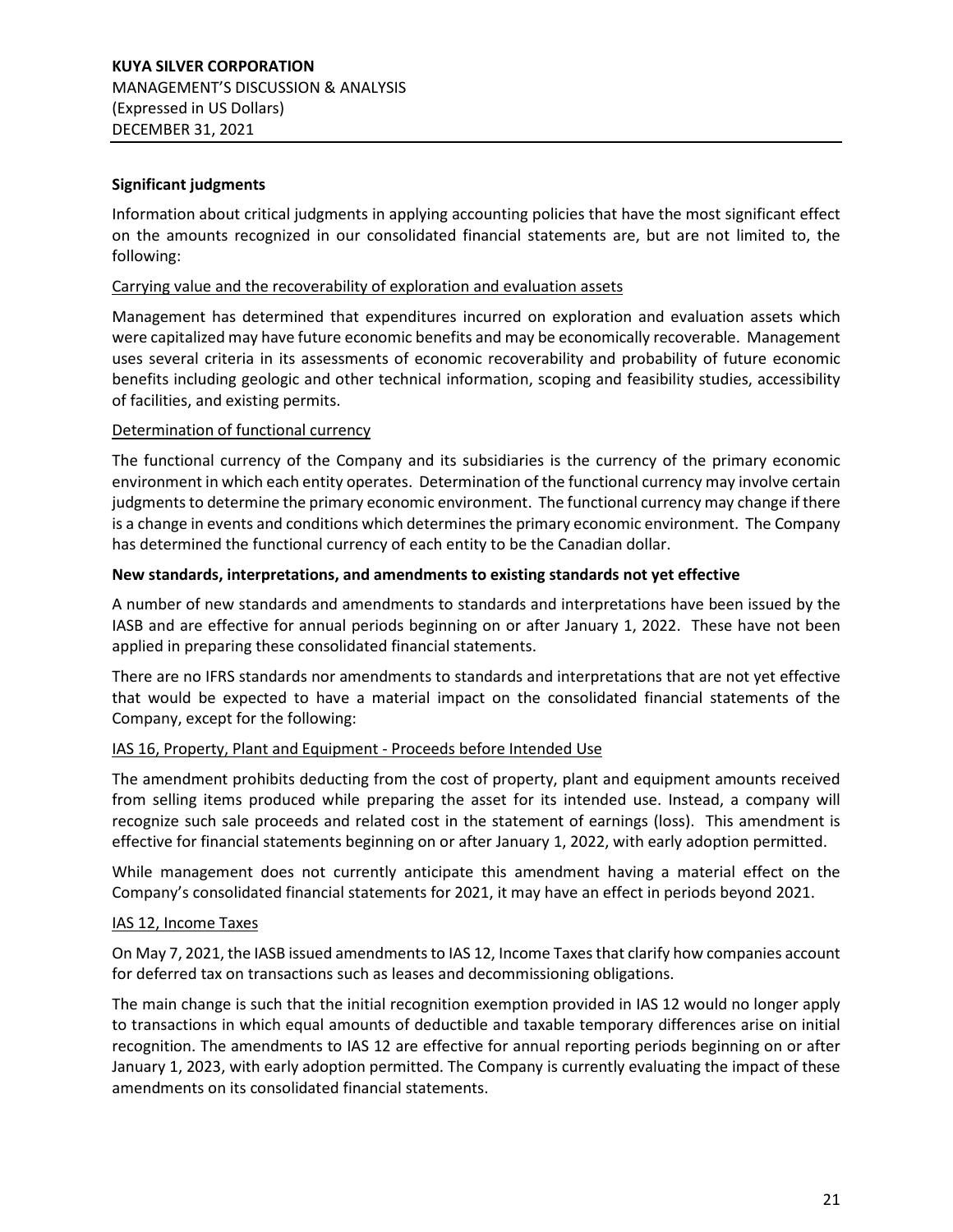**Significant judgments**

Information about critical judgments in applying accounting policies that have the most significant effect on the amounts recognized in our consolidated financial statements are, but are not limited to, the following:

Carrying value and the recoverability of exploration and evaluation assets

Management has determined that expenditures incurred on exploration and evaluation assets which were capitalized may have future economic benefits and may be economically recoverable. Management uses several criteria in its assessments of economic recoverability and probability of future economic benefits including geologic and other technical information, scoping and feasibility studies, accessibility of facilities, and existing permits.

Determination of functional currency

The functional currency of the Company and its subsidiaries is the currency of the primary economic environment in which each entity operates. Determination of the functional currency may involve certain judgments to determine the primary economic environment. The functional currency may change if there is a change in events and conditions which determines the primary economic environment. The Company has determined the functional currency of each entity to be the Canadian dollar.

**New standards, interpretations, and amendments to existing standards not yet effective**

A number of new standards and amendments to standards and interpretations have been issued by the IASB and are effective for annual periods beginning on or after January 1, 2022. These have not been applied in preparing these consolidated financial statements.

There are no IFRS standards nor amendments to standards and interpretations that are not yet effective that would be expected to have a material impact on the consolidated financial statements of the Company, except for the following:

IAS 16, Property, Plant and Equipment - Proceeds before Intended Use

The amendment prohibits deducting from the cost of property, plant and equipment amounts received from selling items produced while preparing the asset for its intended use. Instead, a company will recognize such sale proceeds and related cost in the statement of earnings (loss). This amendment is effective for financial statements beginning on or after January 1, 2022, with early adoption permitted.

While management does not currently anticipate this amendment having a material effect on the Company's consolidated financial statements for 2021, it may have an effect in periods beyond 2021.

IAS 12, Income Taxes

On May 7, 2021, the IASB issued amendments to IAS 12, Income Taxes that clarify how companies account for deferred tax on transactions such as leases and decommissioning obligations.

The main change is such that the initial recognition exemption provided in IAS 12 would no longer apply to transactions in which equal amounts of deductible and taxable temporary differences arise on initial recognition. The amendments to IAS 12 are effective for annual reporting periods beginning on or after January 1, 2023, with early adoption permitted. The Company is currently evaluating the impact of these amendments on its consolidated financial statements.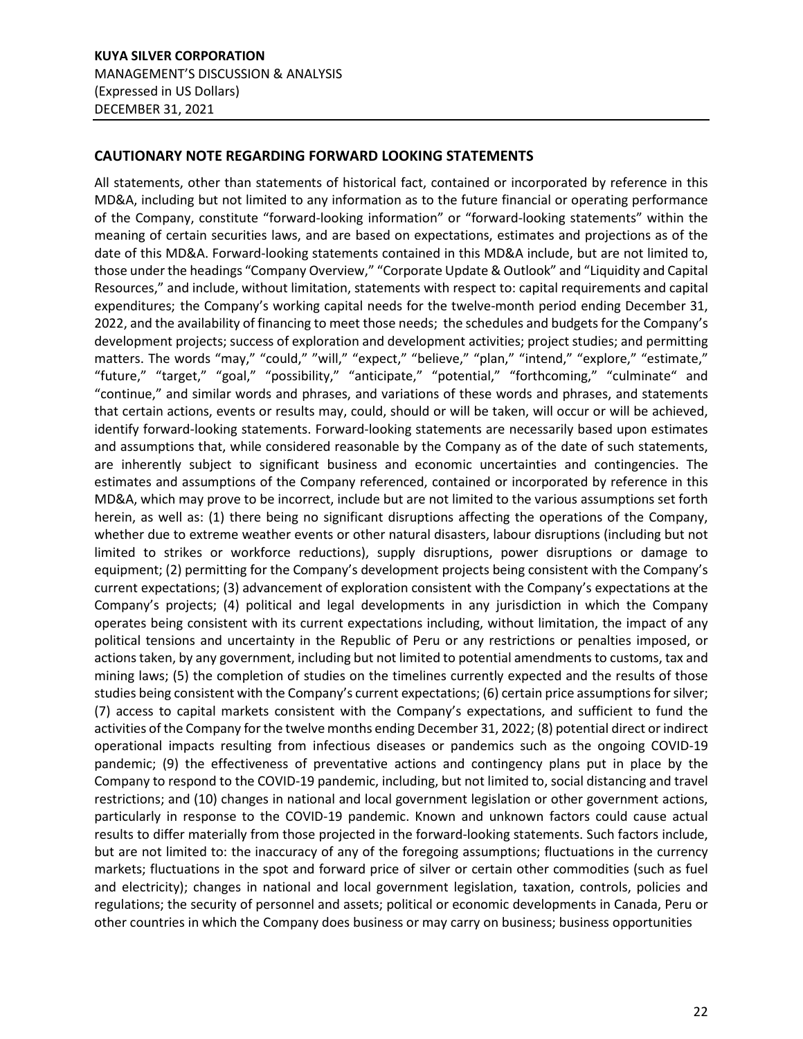## CAUTIONARY NOTE REGARDING FORWARD LOOKING STATEMENTS

All statements, other than statements of historical fact, contained or incorporated by reference in this MD&A, including but not limited to any information as to the future financial or operating performance of the Company, constitute "forward-looking information" or "forward-looking statements" within the meaning of certain securities laws, and are based on expectations, estimates and projections as of the date of this MD&A. Forward-looking statements contained in this MD&A include, but are not limited to, those under the headings "Company Overview," "Corporate Update & Outlook" and "Liquidity and Capital Resources," and include, without limitation, statements with respect to: capital requirements and capital expenditures; the Company's working capital needs for the twelve-month period ending December 31, 2022, and the availability of financing to meet those needs; the schedules and budgets for the Company's development projects; success of exploration and development activities; project studies; and permitting matters. The words "may," "could," "will," "expect," "believe," "plan," "intend," "explore," "estimate," "future," "target," "goal," "possibility," "anticipate," "potential," "forthcoming," "culminate" and "continue," and similar words and phrases, and variations of these words and phrases, and statements that certain actions, events or results may, could, should or will be taken, will occur or will be achieved, identify forward-looking statements. Forward-looking statements are necessarily based upon estimates and assumptions that, while considered reasonable by the Company as of the date of such statements, are inherently subject to significant business and economic uncertainties and contingencies. The estimates and assumptions of the Company referenced, contained or incorporated by reference in this MD&A, which may prove to be incorrect, include but are not limited to the various assumptions set forth herein, as well as: (1) there being no significant disruptions affecting the operations of the Company, whether due to extreme weather events or other natural disasters, labour disruptions (including but not limited to strikes or workforce reductions), supply disruptions, power disruptions or damage to equipment; (2) permitting for the Company's development projects being consistent with the Company's current expectations; (3) advancement of exploration consistent with the Company's expectations at the Company's projects; (4) political and legal developments in any jurisdiction in which the Company operates being consistent with its current expectations including, without limitation, the impact of any political tensions and uncertainty in the Republic of Peru or any restrictions or penalties imposed, or actions taken, by any government, including but not limited to potential amendments to customs, tax and mining laws; (5) the completion of studies on the timelines currently expected and the results of those studies being consistent with the Company's current expectations; (6) certain price assumptions for silver; (7) access to capital markets consistent with the Company's expectations, and sufficient to fund the activities of the Company for the twelve months ending December 31, 2022; (8) potential direct or indirect operational impacts resulting from infectious diseases or pandemics such as the ongoing COVID-19 pandemic; (9) the effectiveness of preventative actions and contingency plans put in place by the Company to respond to the COVID-19 pandemic, including, but not limited to, social distancing and travel restrictions; and (10) changes in national and local government legislation or other government actions, particularly in response to the COVID-19 pandemic. Known and unknown factors could cause actual results to differ materially from those projected in the forward-looking statements. Such factors include, but are not limited to: the inaccuracy of any of the foregoing assumptions; fluctuations in the currency markets; fluctuations in the spot and forward price of silver or certain other commodities (such as fuel and electricity); changes in national and local government legislation, taxation, controls, policies and regulations; the security of personnel and assets; political or economic developments in Canada, Peru or other countries in which the Company does business or may carry on business; business opportunities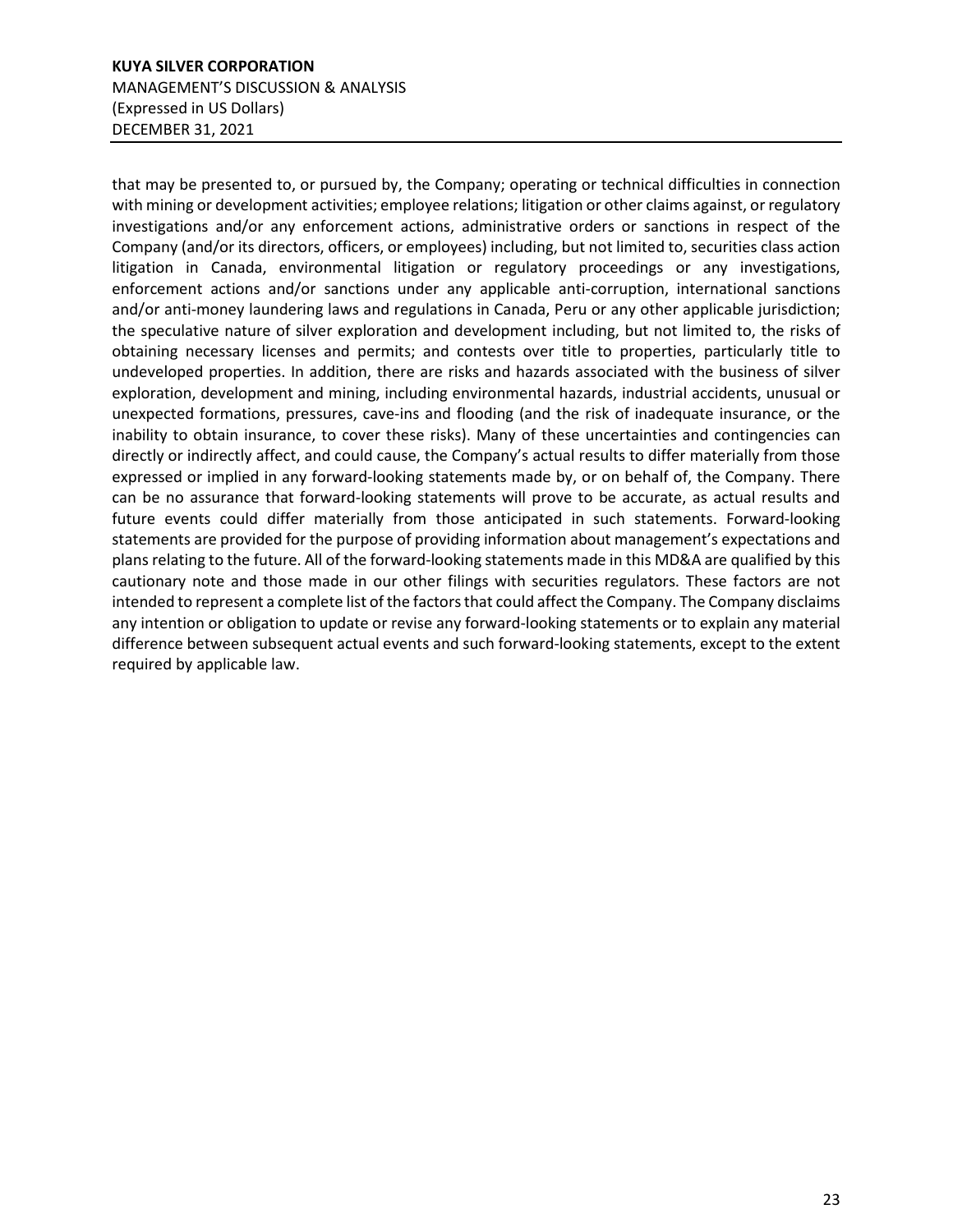that may be presented to, or pursued by, the Company; operating or technical difficulties in connection with mining or development activities; employee relations; litigation or other claims against, or regulatory investigations and/or any enforcement actions, administrative orders or sanctions in respect of the Company (and/or its directors, officers, or employees) including, but not limited to, securities class action litigation in Canada, environmental litigation or regulatory proceedings or any investigations, enforcement actions and/or sanctions under any applicable anti-corruption, international sanctions and/or anti-money laundering laws and regulations in Canada, Peru or any other applicable jurisdiction; the speculative nature of silver exploration and development including, but not limited to, the risks of obtaining necessary licenses and permits; and contests over title to properties, particularly title to undeveloped properties. In addition, there are risks and hazards associated with the business of silver exploration, development and mining, including environmental hazards, industrial accidents, unusual or unexpected formations, pressures, cave-ins and flooding (and the risk of inadequate insurance, or the inability to obtain insurance, to cover these risks). Many of these uncertainties and contingencies can directly or indirectly affect, and could cause, the Company's actual results to differ materially from those expressed or implied in any forward-looking statements made by, or on behalf of, the Company. There can be no assurance that forward-looking statements will prove to be accurate, as actual results and future events could differ materially from those anticipated in such statements. Forward-looking statements are provided for the purpose of providing information about management's expectations and plans relating to the future. All of the forward-looking statements made in this MD&A are qualified by this cautionary note and those made in our other filings with securities regulators. These factors are not intended to represent a complete list of the factors that could affect the Company. The Company disclaims any intention or obligation to update or revise any forward-looking statements or to explain any material difference between subsequent actual events and such forward-looking statements, except to the extent required by applicable law.